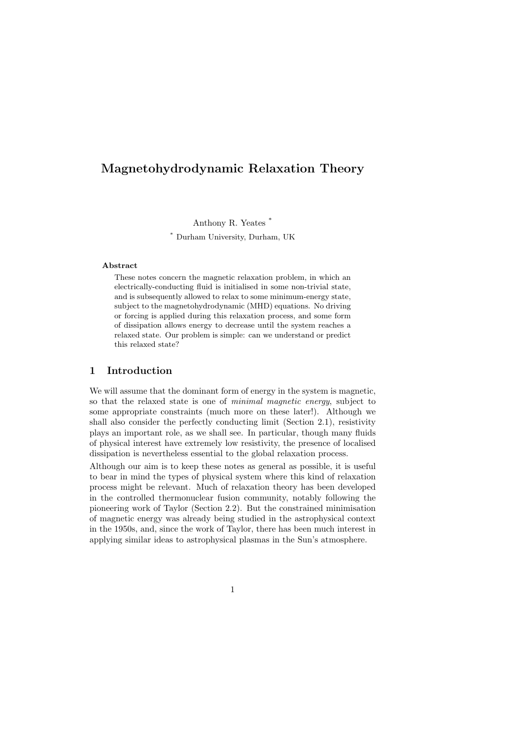# Magnetohydrodynamic Relaxation Theory

Anthony R. Yeates [*]

[*] Durham University, Durham, UK

**Abstract**

These notes concern the magnetic relaxation problem, in which an electrically-conducting fluid is initialised in some non-trivial state, and is subsequently allowed to relax to some minimum-energy state, subject to the magnetohydrodynamic (MHD) equations. No driving or forcing is applied during this relaxation process, and some form of dissipation allows energy to decrease until the system reaches a relaxed state. Our problem is simple: can we understand or predict this relaxed state?

## 1 Introduction

We will assume that the dominant form of energy in the system is magnetic, so that the relaxed state is one of *minimal magnetic energy*, subject to some appropriate constraints (much more on these later!). Although we shall also consider the perfectly conducting limit (Section 2.1), resistivity plays an important role, as we shall see. In particular, though many fluids of physical interest have extremely low resistivity, the presence of localised dissipation is nevertheless essential to the global relaxation process.

Although our aim is to keep these notes as general as possible, it is useful to bear in mind the types of physical system where this kind of relaxation process might be relevant. Much of relaxation theory has been developed in the controlled thermonuclear fusion community, notably following the pioneering work of Taylor (Section 2.2). But the constrained minimisation of magnetic energy was already being studied in the astrophysical context in the 1950s, and, since the work of Taylor, there has been much interest in applying similar ideas to astrophysical plasmas in the Sun's atmosphere.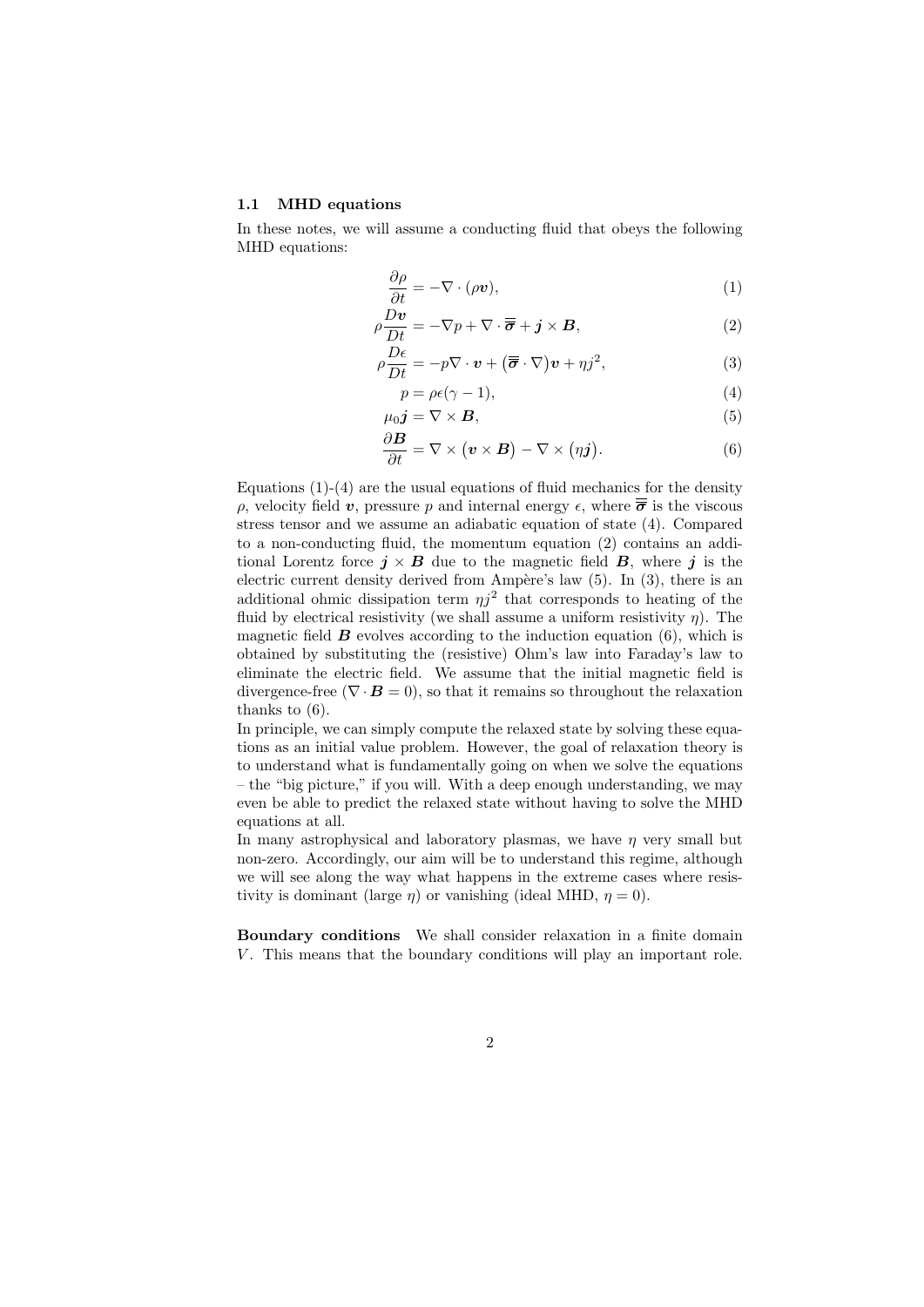### 1.1 MHD equations

In these notes, we will assume a conducting fluid that obeys the following MHD equations:

$$\frac{\partial \rho}{\partial t} = -\nabla \cdot (\rho \boldsymbol{v}), \tag{1}$$

$$\rho \frac{D\boldsymbol{v}}{Dt} = -\nabla p + \nabla \cdot \overline{\overline{\boldsymbol{\sigma}}} + \boldsymbol{j} \times \boldsymbol{B}, \tag{2}$$

$$\rho \frac{D\epsilon}{Dt} = -p\nabla \cdot \boldsymbol{v} + \big(\overline{\overline{\boldsymbol{\sigma}}} \cdot \nabla\big)\boldsymbol{v} + \eta j^2, \tag{3}$$

$$p = \rho\epsilon(\gamma - 1), \tag{4}$$

$$\mu_0 \boldsymbol{j} = \nabla \times \boldsymbol{B}, \tag{5}$$

$$\frac{\partial \boldsymbol{B}}{\partial t} = \nabla \times \big(\boldsymbol{v} \times \boldsymbol{B}\big) - \nabla \times \big(\eta \boldsymbol{j}\big). \tag{6}$$

Equations (1)-(4) are the usual equations of fluid mechanics for the density $\rho$, velocity field $\boldsymbol{v}$, pressure $p$ and internal energy $\epsilon$, where $\overline{\overline{\boldsymbol{\sigma}}}$ is the viscous stress tensor and we assume an adiabatic equation of state (4). Compared to a non-conducting fluid, the momentum equation (2) contains an additional Lorentz force $\boldsymbol{j} \times \boldsymbol{B}$ due to the magnetic field $\boldsymbol{B}$, where $\boldsymbol{j}$ is the electric current density derived from Ampère's law (5). In (3), there is an additional ohmic dissipation term $\eta j^2$ that corresponds to heating of the fluid by electrical resistivity (we shall assume a uniform resistivity $\eta$). The magnetic field $\boldsymbol{B}$ evolves according to the induction equation (6), which is obtained by substituting the (resistive) Ohm's law into Faraday's law to eliminate the electric field. We assume that the initial magnetic field is divergence-free ($\nabla \cdot \boldsymbol{B} = 0$), so that it remains so throughout the relaxation thanks to (6).

In principle, we can simply compute the relaxed state by solving these equations as an initial value problem. However, the goal of relaxation theory is to understand what is fundamentally going on when we solve the equations – the "big picture," if you will. With a deep enough understanding, we may even be able to predict the relaxed state without having to solve the MHD equations at all.

In many astrophysical and laboratory plasmas, we have $\eta$ very small but non-zero. Accordingly, our aim will be to understand this regime, although we will see along the way what happens in the extreme cases where resistivity is dominant (large $\eta$) or vanishing (ideal MHD, $\eta = 0$).

**Boundary conditions** We shall consider relaxation in a finite domain $V$. This means that the boundary conditions will play an important role.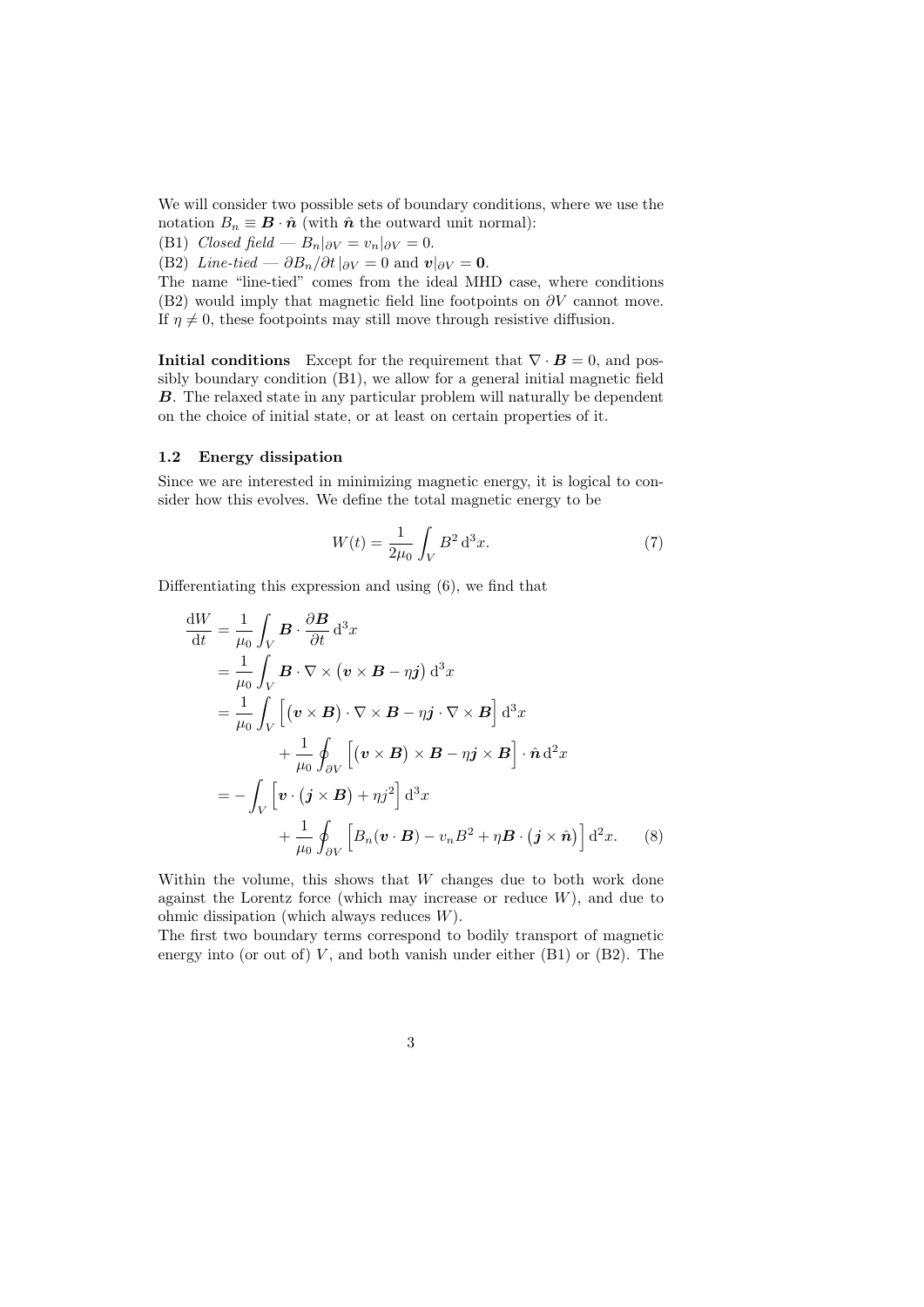We will consider two possible sets of boundary conditions, where we use the notation $B_n \equiv \boldsymbol{B}\cdot\hat{\boldsymbol{n}}$ (with $\hat{\boldsymbol{n}}$ the outward unit normal):

(B1) *Closed field* — $B_n|_{\partial V} = v_n|_{\partial V} = 0$.

(B2) *Line-tied* — $\partial B_n/\partial t\,|_{\partial V} = 0$ and $\boldsymbol{v}|_{\partial V} = \boldsymbol{0}$.

The name "line-tied" comes from the ideal MHD case, where conditions (B2) would imply that magnetic field line footpoints on $\partial V$ cannot move. If $\eta \neq 0$, these footpoints may still move through resistive diffusion.

**Initial conditions** Except for the requirement that $\nabla\cdot\boldsymbol{B} = 0$, and possibly boundary condition (B1), we allow for a general initial magnetic field $\boldsymbol{B}$. The relaxed state in any particular problem will naturally be dependent on the choice of initial state, or at least on certain properties of it.

### 1.2 Energy dissipation

Since we are interested in minimizing magnetic energy, it is logical to consider how this evolves. We define the total magnetic energy to be

$$W(t) = \frac{1}{2\mu_0}\int_V B^2\,\mathrm{d}^3x. \tag{7}$$

Differentiating this expression and using (6), we find that

$$\begin{aligned}
\frac{\mathrm{d}W}{\mathrm{d}t} &= \frac{1}{\mu_0}\int_V \boldsymbol{B}\cdot\frac{\partial\boldsymbol{B}}{\partial t}\,\mathrm{d}^3x \\
&= \frac{1}{\mu_0}\int_V \boldsymbol{B}\cdot\nabla\times\big(\boldsymbol{v}\times\boldsymbol{B} - \eta\boldsymbol{j}\big)\,\mathrm{d}^3x \\
&= \frac{1}{\mu_0}\int_V \Big[\big(\boldsymbol{v}\times\boldsymbol{B}\big)\cdot\nabla\times\boldsymbol{B} - \eta\boldsymbol{j}\cdot\nabla\times\boldsymbol{B}\Big]\,\mathrm{d}^3x \\
&\qquad + \frac{1}{\mu_0}\oint_{\partial V}\Big[\big(\boldsymbol{v}\times\boldsymbol{B}\big)\times\boldsymbol{B} - \eta\boldsymbol{j}\times\boldsymbol{B}\Big]\cdot\hat{\boldsymbol{n}}\,\mathrm{d}^2x \\
&= -\int_V \Big[\boldsymbol{v}\cdot\big(\boldsymbol{j}\times\boldsymbol{B}\big) + \eta j^2\Big]\,\mathrm{d}^3x \\
&\qquad + \frac{1}{\mu_0}\oint_{\partial V}\Big[B_n(\boldsymbol{v}\cdot\boldsymbol{B}) - v_nB^2 + \eta\boldsymbol{B}\cdot\big(\boldsymbol{j}\times\hat{\boldsymbol{n}}\big)\Big]\,\mathrm{d}^2x.
\end{aligned} \tag{8}$$

Within the volume, this shows that $W$ changes due to both work done against the Lorentz force (which may increase or reduce $W$), and due to ohmic dissipation (which always reduces $W$).

The first two boundary terms correspond to bodily transport of magnetic energy into (or out of) $V$, and both vanish under either (B1) or (B2). The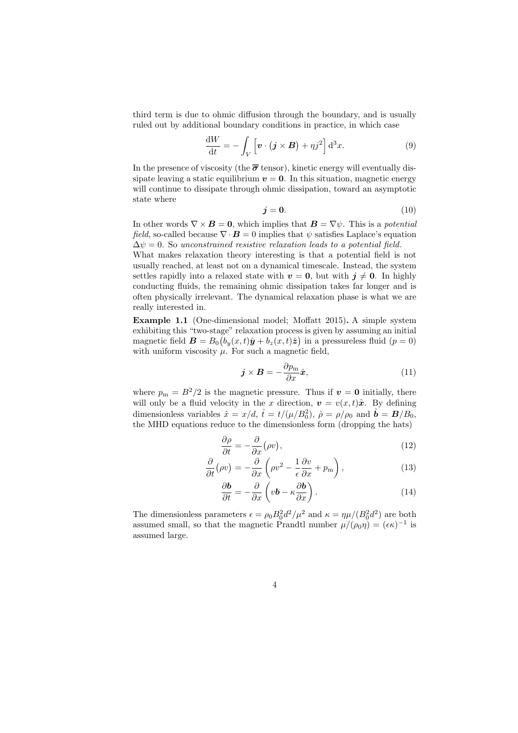third term is due to ohmic diffusion through the boundary, and is usually ruled out by additional boundary conditions in practice, in which case

$$\frac{\mathrm{d}W}{\mathrm{d}t} = -\int_V \left[\boldsymbol{v}\cdot\left(\boldsymbol{j}\times\boldsymbol{B}\right) + \eta j^2\right]\mathrm{d}^3x. \tag{9}$$

In the presence of viscosity (the $\overline{\overline{\boldsymbol{\sigma}}}$ tensor), kinetic energy will eventually dissipate leaving a static equilibrium $\boldsymbol{v} = \boldsymbol{0}$. In this situation, magnetic energy will continue to dissipate through ohmic dissipation, toward an asymptotic state where

$$\boldsymbol{j} = \boldsymbol{0}. \tag{10}$$

In other words $\nabla\times\boldsymbol{B} = \boldsymbol{0}$, which implies that $\boldsymbol{B} = \nabla\psi$. This is a *potential field*, so-called because $\nabla\cdot\boldsymbol{B} = 0$ implies that $\psi$ satisfies Laplace's equation $\Delta\psi = 0$. So *unconstrained resistive relaxation leads to a potential field.*

What makes relaxation theory interesting is that a potential field is not usually reached, at least not on a dynamical timescale. Instead, the system settles rapidly into a relaxed state with $\boldsymbol{v} = \boldsymbol{0}$, but with $\boldsymbol{j} \neq \boldsymbol{0}$. In highly conducting fluids, the remaining ohmic dissipation takes far longer and is often physically irrelevant. The dynamical relaxation phase is what we are really interested in.

**Example 1.1** (One-dimensional model; Moffatt 2015)**.** A simple system exhibiting this "two-stage" relaxation process is given by assuming an initial magnetic field $\boldsymbol{B} = B_0\big(b_y(x,t)\hat{\boldsymbol{y}} + b_z(x,t)\hat{\boldsymbol{z}}\big)$ in a pressureless fluid ($p = 0$) with uniform viscosity $\mu$. For such a magnetic field,

$$\boldsymbol{j}\times\boldsymbol{B} = -\frac{\partial p_{\mathrm{m}}}{\partial x}\hat{\boldsymbol{x}}, \tag{11}$$

where $p_{\mathrm{m}} = B^2/2$ is the magnetic pressure. Thus if $\boldsymbol{v} = \boldsymbol{0}$ initially, there will only be a fluid velocity in the $x$ direction, $\boldsymbol{v} = v(x,t)\hat{\boldsymbol{x}}$. By defining dimensionless variables $\hat{x} = x/d$, $\hat{t} = t/(\mu/B_0^2)$, $\hat{\rho} = \rho/\rho_0$ and $\hat{\boldsymbol{b}} = \boldsymbol{B}/B_0$, the MHD equations reduce to the dimensionless form (dropping the hats)

$$\frac{\partial\rho}{\partial t} = -\frac{\partial}{\partial x}\big(\rho v\big), \tag{12}$$

$$\frac{\partial}{\partial t}\big(\rho v\big) = -\frac{\partial}{\partial x}\left(\rho v^2 - \frac{1}{\epsilon}\frac{\partial v}{\partial x} + p_{\mathrm{m}}\right), \tag{13}$$

$$\frac{\partial\boldsymbol{b}}{\partial t} = -\frac{\partial}{\partial x}\left(v\boldsymbol{b} - \kappa\frac{\partial\boldsymbol{b}}{\partial x}\right). \tag{14}$$

The dimensionless parameters $\epsilon = \rho_0 B_0^2 d^2/\mu^2$ and $\kappa = \eta\mu/(B_0^2 d^2)$ are both assumed small, so that the magnetic Prandtl number $\mu/(\rho_0\eta) = (\epsilon\kappa)^{-1}$ is assumed large.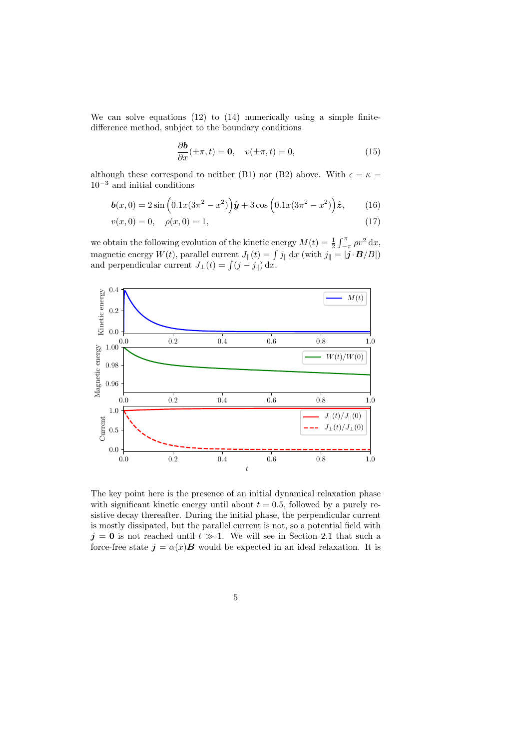We can solve equations (12) to (14) numerically using a simple finite-difference method, subject to the boundary conditions

$$\frac{\partial \boldsymbol{b}}{\partial x}(\pm\pi, t) = \boldsymbol{0}, \quad v(\pm\pi, t) = 0, \tag{15}$$

although these correspond to neither (B1) nor (B2) above. With $\epsilon = \kappa = 10^{-3}$ and initial conditions

$$\boldsymbol{b}(x, 0) = 2\sin\Big(0.1x(3\pi^2 - x^2)\Big)\hat{\boldsymbol{y}} + 3\cos\Big(0.1x(3\pi^2 - x^2)\Big)\hat{\boldsymbol{z}}, \tag{16}$$

$$v(x, 0) = 0, \quad \rho(x, 0) = 1, \tag{17}$$

we obtain the following evolution of the kinetic energy $M(t) = \frac{1}{2}\int_{-\pi}^{\pi} \rho v^2 \,\mathrm{d}x$, magnetic energy $W(t)$, parallel current $J_{\|}(t) = \int j_{\|} \,\mathrm{d}x$ (with $j_{\|} = |\boldsymbol{j}\cdot\boldsymbol{B}/B|$) and perpendicular current $J_{\perp}(t) = \int (j - j_{\|}) \,\mathrm{d}x$.

The key point here is the presence of an initial dynamical relaxation phase with significant kinetic energy until about $t = 0.5$, followed by a purely resistive decay thereafter. During the initial phase, the perpendicular current is mostly dissipated, but the parallel current is not, so a potential field with $\boldsymbol{j} = \boldsymbol{0}$ is not reached until $t \gg 1$. We will see in Section 2.1 that such a force-free state $\boldsymbol{j} = \alpha(x)\boldsymbol{B}$ would be expected in an ideal relaxation. It is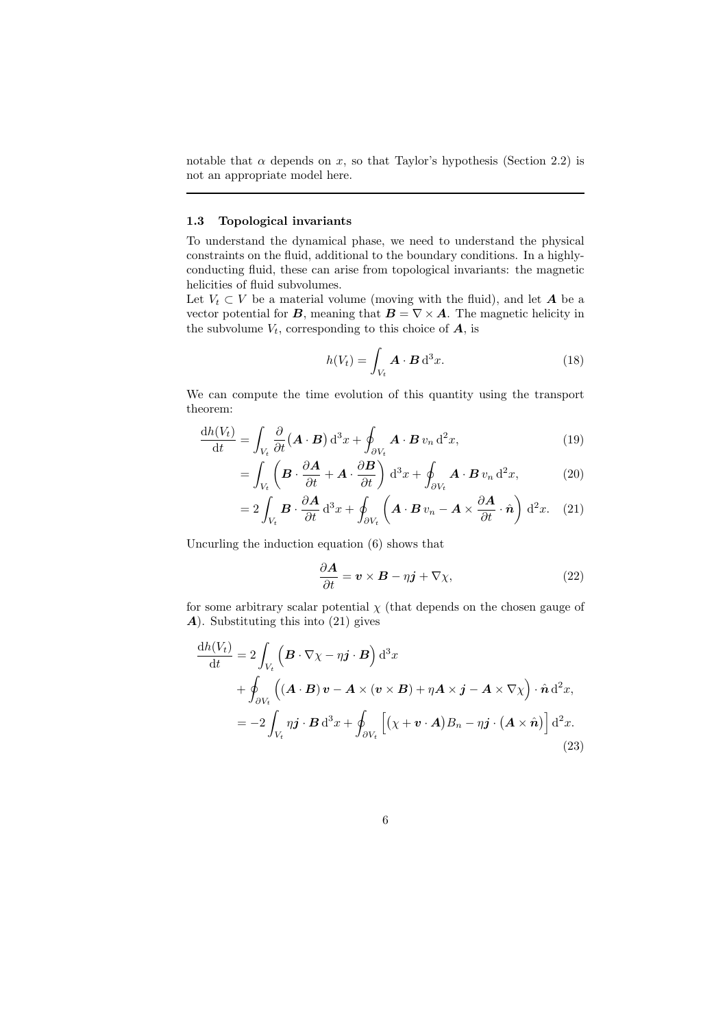notable that $\alpha$ depends on $x$, so that Taylor's hypothesis (Section 2.2) is not an appropriate model here.

---

### 1.3 Topological invariants

To understand the dynamical phase, we need to understand the physical constraints on the fluid, additional to the boundary conditions. In a highly-conducting fluid, these can arise from topological invariants: the magnetic helicities of fluid subvolumes.

Let $V_t \subset V$ be a material volume (moving with the fluid), and let $\boldsymbol{A}$ be a vector potential for $\boldsymbol{B}$, meaning that $\boldsymbol{B} = \nabla \times \boldsymbol{A}$. The magnetic helicity in the subvolume $V_t$, corresponding to this choice of $\boldsymbol{A}$, is

$$h(V_t) = \int_{V_t} \boldsymbol{A} \cdot \boldsymbol{B} \, \mathrm{d}^3x. \tag{18}$$

We can compute the time evolution of this quantity using the transport theorem:

$$\frac{\mathrm{d}h(V_t)}{\mathrm{d}t} = \int_{V_t} \frac{\partial}{\partial t}\big(\boldsymbol{A} \cdot \boldsymbol{B}\big) \, \mathrm{d}^3x + \oint_{\partial V_t} \boldsymbol{A} \cdot \boldsymbol{B} \, v_n \, \mathrm{d}^2x, \tag{19}$$

$$= \int_{V_t} \left( \boldsymbol{B} \cdot \frac{\partial \boldsymbol{A}}{\partial t} + \boldsymbol{A} \cdot \frac{\partial \boldsymbol{B}}{\partial t} \right) \mathrm{d}^3x + \oint_{\partial V_t} \boldsymbol{A} \cdot \boldsymbol{B} \, v_n \, \mathrm{d}^2x, \tag{20}$$

$$= 2\int_{V_t} \boldsymbol{B} \cdot \frac{\partial \boldsymbol{A}}{\partial t} \, \mathrm{d}^3x + \oint_{\partial V_t} \left( \boldsymbol{A} \cdot \boldsymbol{B} \, v_n - \boldsymbol{A} \times \frac{\partial \boldsymbol{A}}{\partial t} \cdot \hat{\boldsymbol{n}} \right) \mathrm{d}^2x. \tag{21}$$

Uncurling the induction equation (6) shows that

$$\frac{\partial \boldsymbol{A}}{\partial t} = \boldsymbol{v} \times \boldsymbol{B} - \eta \boldsymbol{j} + \nabla \chi, \tag{22}$$

for some arbitrary scalar potential $\chi$ (that depends on the chosen gauge of $\boldsymbol{A}$). Substituting this into (21) gives

$$\begin{aligned}
\frac{\mathrm{d}h(V_t)}{\mathrm{d}t} &= 2\int_{V_t} \Big( \boldsymbol{B} \cdot \nabla \chi - \eta \boldsymbol{j} \cdot \boldsymbol{B} \Big) \, \mathrm{d}^3x \\
&\quad + \oint_{\partial V_t} \Big( (\boldsymbol{A} \cdot \boldsymbol{B}) \, \boldsymbol{v} - \boldsymbol{A} \times (\boldsymbol{v} \times \boldsymbol{B}) + \eta \boldsymbol{A} \times \boldsymbol{j} - \boldsymbol{A} \times \nabla \chi \Big) \cdot \hat{\boldsymbol{n}} \, \mathrm{d}^2x, \\
&= -2\int_{V_t} \eta \boldsymbol{j} \cdot \boldsymbol{B} \, \mathrm{d}^3x + \oint_{\partial V_t} \Big[ \big( \chi + \boldsymbol{v} \cdot \boldsymbol{A} \big) B_n - \eta \boldsymbol{j} \cdot \big( \boldsymbol{A} \times \hat{\boldsymbol{n}} \big) \Big] \, \mathrm{d}^2x.
\end{aligned} \tag{23}$$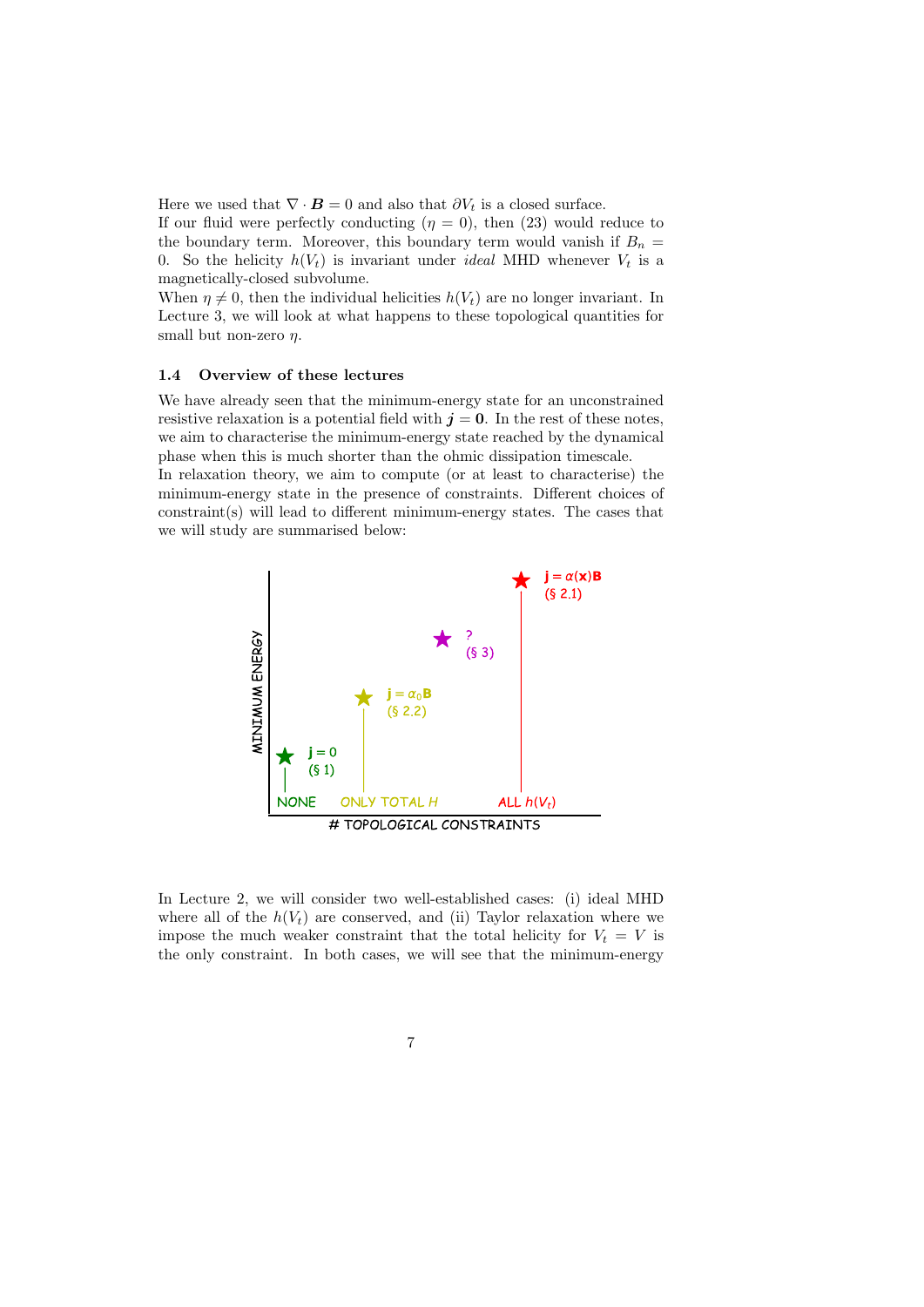Here we used that $\nabla \cdot \boldsymbol{B} = 0$ and also that $\partial V_t$ is a closed surface.
If our fluid were perfectly conducting ($\eta = 0$), then (23) would reduce to the boundary term. Moreover, this boundary term would vanish if $B_n = 0$. So the helicity $h(V_t)$ is invariant under *ideal* MHD whenever $V_t$ is a magnetically-closed subvolume.
When $\eta \neq 0$, then the individual helicities $h(V_t)$ are no longer invariant. In Lecture 3, we will look at what happens to these topological quantities for small but non-zero $\eta$.

### 1.4 Overview of these lectures

We have already seen that the minimum-energy state for an unconstrained resistive relaxation is a potential field with $\boldsymbol{j} = \boldsymbol{0}$. In the rest of these notes, we aim to characterise the minimum-energy state reached by the dynamical phase when this is much shorter than the ohmic dissipation timescale.
In relaxation theory, we aim to compute (or at least to characterise) the minimum-energy state in the presence of constraints. Different choices of constraint(s) will lead to different minimum-energy states. The cases that we will study are summarised below:

In Lecture 2, we will consider two well-established cases: (i) ideal MHD where all of the $h(V_t)$ are conserved, and (ii) Taylor relaxation where we impose the much weaker constraint that the total helicity for $V_t = V$ is the only constraint. In both cases, we will see that the minimum-energy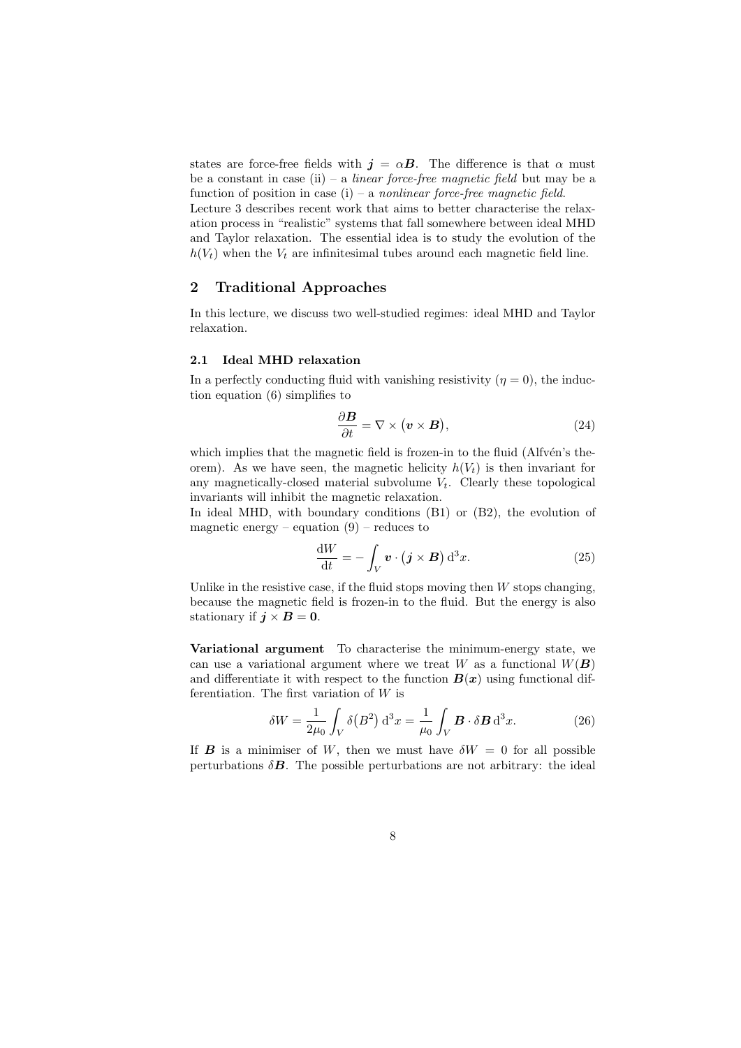states are force-free fields with $\boldsymbol{j} = \alpha \boldsymbol{B}$. The difference is that $\alpha$ must be a constant in case (ii) – a *linear force-free magnetic field* but may be a function of position in case (i) – a *nonlinear force-free magnetic field.*
Lecture 3 describes recent work that aims to better characterise the relaxation process in "realistic" systems that fall somewhere between ideal MHD and Taylor relaxation. The essential idea is to study the evolution of the $h(V_t)$ when the $V_t$ are infinitesimal tubes around each magnetic field line.

## 2 Traditional Approaches

In this lecture, we discuss two well-studied regimes: ideal MHD and Taylor relaxation.

### 2.1 Ideal MHD relaxation

In a perfectly conducting fluid with vanishing resistivity ($\eta = 0$), the induction equation (6) simplifies to

$$\frac{\partial \boldsymbol{B}}{\partial t} = \nabla \times \big(\boldsymbol{v} \times \boldsymbol{B}\big), \tag{24}$$

which implies that the magnetic field is frozen-in to the fluid (Alfvén's theorem). As we have seen, the magnetic helicity $h(V_t)$ is then invariant for any magnetically-closed material subvolume $V_t$. Clearly these topological invariants will inhibit the magnetic relaxation.
In ideal MHD, with boundary conditions (B1) or (B2), the evolution of magnetic energy – equation (9) – reduces to

$$\frac{\mathrm{d}W}{\mathrm{d}t} = -\int_V \boldsymbol{v} \cdot \big(\boldsymbol{j} \times \boldsymbol{B}\big)\, \mathrm{d}^3x. \tag{25}$$

Unlike in the resistive case, if the fluid stops moving then $W$ stops changing, because the magnetic field is frozen-in to the fluid. But the energy is also stationary if $\boldsymbol{j} \times \boldsymbol{B} = \boldsymbol{0}$.

**Variational argument** To characterise the minimum-energy state, we can use a variational argument where we treat $W$ as a functional $W(\boldsymbol{B})$ and differentiate it with respect to the function $\boldsymbol{B}(\boldsymbol{x})$ using functional differentiation. The first variation of $W$ is

$$\delta W = \frac{1}{2\mu_0}\int_V \delta\big(B^2\big)\, \mathrm{d}^3x = \frac{1}{\mu_0}\int_V \boldsymbol{B} \cdot \delta\boldsymbol{B}\, \mathrm{d}^3x. \tag{26}$$

If $\boldsymbol{B}$ is a minimiser of $W$, then we must have $\delta W = 0$ for all possible perturbations $\delta\boldsymbol{B}$. The possible perturbations are not arbitrary: the ideal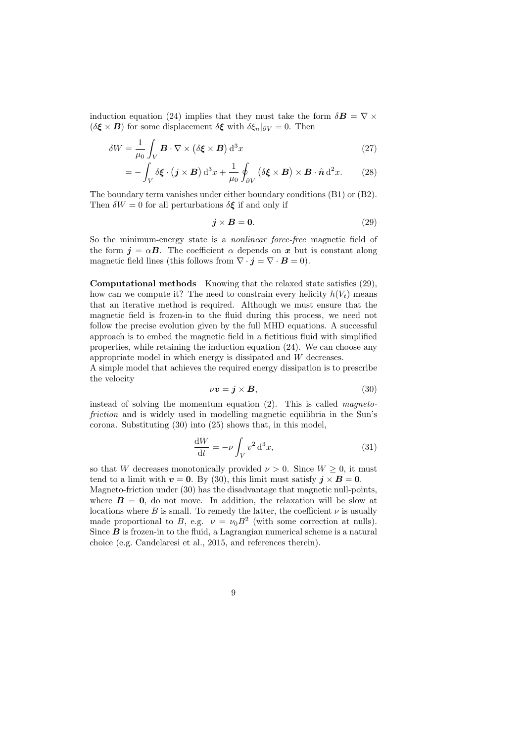induction equation (24) implies that they must take the form $\delta\boldsymbol{B} = \nabla\times(\delta\boldsymbol{\xi}\times\boldsymbol{B})$ for some displacement $\delta\boldsymbol{\xi}$ with $\delta\xi_n|_{\partial V} = 0$. Then

$$\delta W = \frac{1}{\mu_0}\int_V \boldsymbol{B}\cdot\nabla\times\big(\delta\boldsymbol{\xi}\times\boldsymbol{B}\big)\,\mathrm{d}^3x \tag{27}$$

$$= -\int_V \delta\boldsymbol{\xi}\cdot\big(\boldsymbol{j}\times\boldsymbol{B}\big)\,\mathrm{d}^3x + \frac{1}{\mu_0}\oint_{\partial V}\big(\delta\boldsymbol{\xi}\times\boldsymbol{B}\big)\times\boldsymbol{B}\cdot\hat{\boldsymbol{n}}\,\mathrm{d}^2x. \tag{28}$$

The boundary term vanishes under either boundary conditions (B1) or (B2). Then $\delta W = 0$ for all perturbations $\delta\boldsymbol{\xi}$ if and only if

$$\boldsymbol{j}\times\boldsymbol{B} = \boldsymbol{0}. \tag{29}$$

So the minimum-energy state is a *nonlinear force-free* magnetic field of the form $\boldsymbol{j} = \alpha\boldsymbol{B}$. The coefficient $\alpha$ depends on $\boldsymbol{x}$ but is constant along magnetic field lines (this follows from $\nabla\cdot\boldsymbol{j} = \nabla\cdot\boldsymbol{B} = 0$).

**Computational methods** Knowing that the relaxed state satisfies (29), how can we compute it? The need to constrain every helicity $h(V_t)$ means that an iterative method is required. Although we must ensure that the magnetic field is frozen-in to the fluid during this process, we need not follow the precise evolution given by the full MHD equations. A successful approach is to embed the magnetic field in a fictitious fluid with simplified properties, while retaining the induction equation (24). We can choose any appropriate model in which energy is dissipated and $W$ decreases.

A simple model that achieves the required energy dissipation is to prescribe the velocity

$$\nu\boldsymbol{v} = \boldsymbol{j}\times\boldsymbol{B}, \tag{30}$$

instead of solving the momentum equation (2). This is called *magneto-friction* and is widely used in modelling magnetic equilibria in the Sun's corona. Substituting (30) into (25) shows that, in this model,

$$\frac{\mathrm{d}W}{\mathrm{d}t} = -\nu\int_V v^2\,\mathrm{d}^3x, \tag{31}$$

so that $W$ decreases monotonically provided $\nu > 0$. Since $W \geq 0$, it must tend to a limit with $\boldsymbol{v} = \boldsymbol{0}$. By (30), this limit must satisfy $\boldsymbol{j}\times\boldsymbol{B} = \boldsymbol{0}$.

Magneto-friction under (30) has the disadvantage that magnetic null-points, where $\boldsymbol{B} = \boldsymbol{0}$, do not move. In addition, the relaxation will be slow at locations where $B$ is small. To remedy the latter, the coefficient $\nu$ is usually made proportional to $B$, e.g. $\nu = \nu_0 B^2$ (with some correction at nulls). Since $\boldsymbol{B}$ is frozen-in to the fluid, a Lagrangian numerical scheme is a natural choice (e.g. Candelaresi et al., 2015, and references therein).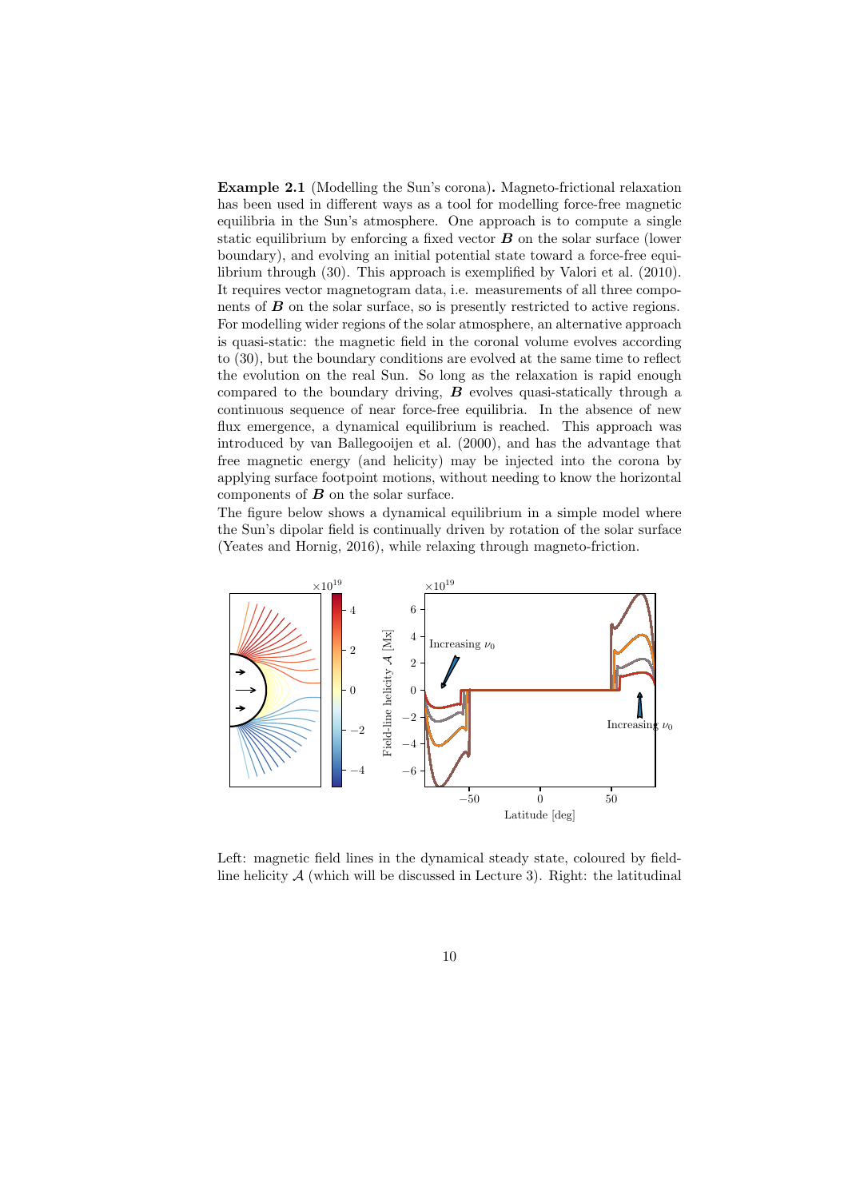**Example 2.1** (Modelling the Sun's corona)**.** Magneto-frictional relaxation has been used in different ways as a tool for modelling force-free magnetic equilibria in the Sun's atmosphere. One approach is to compute a single static equilibrium by enforcing a fixed vector $\boldsymbol{B}$ on the solar surface (lower boundary), and evolving an initial potential state toward a force-free equilibrium through (30). This approach is exemplified by Valori et al. (2010). It requires vector magnetogram data, i.e. measurements of all three components of $\boldsymbol{B}$ on the solar surface, so is presently restricted to active regions. For modelling wider regions of the solar atmosphere, an alternative approach is quasi-static: the magnetic field in the coronal volume evolves according to (30), but the boundary conditions are evolved at the same time to reflect the evolution on the real Sun. So long as the relaxation is rapid enough compared to the boundary driving, $\boldsymbol{B}$ evolves quasi-statically through a continuous sequence of near force-free equilibria. In the absence of new flux emergence, a dynamical equilibrium is reached. This approach was introduced by van Ballegooijen et al. (2000), and has the advantage that free magnetic energy (and helicity) may be injected into the corona by applying surface footpoint motions, without needing to know the horizontal components of $\boldsymbol{B}$ on the solar surface.

The figure below shows a dynamical equilibrium in a simple model where the Sun's dipolar field is continually driven by rotation of the solar surface (Yeates and Hornig, 2016), while relaxing through magneto-friction.

Left: magnetic field lines in the dynamical steady state, coloured by field-line helicity $\mathcal{A}$ (which will be discussed in Lecture 3). Right: the latitudinal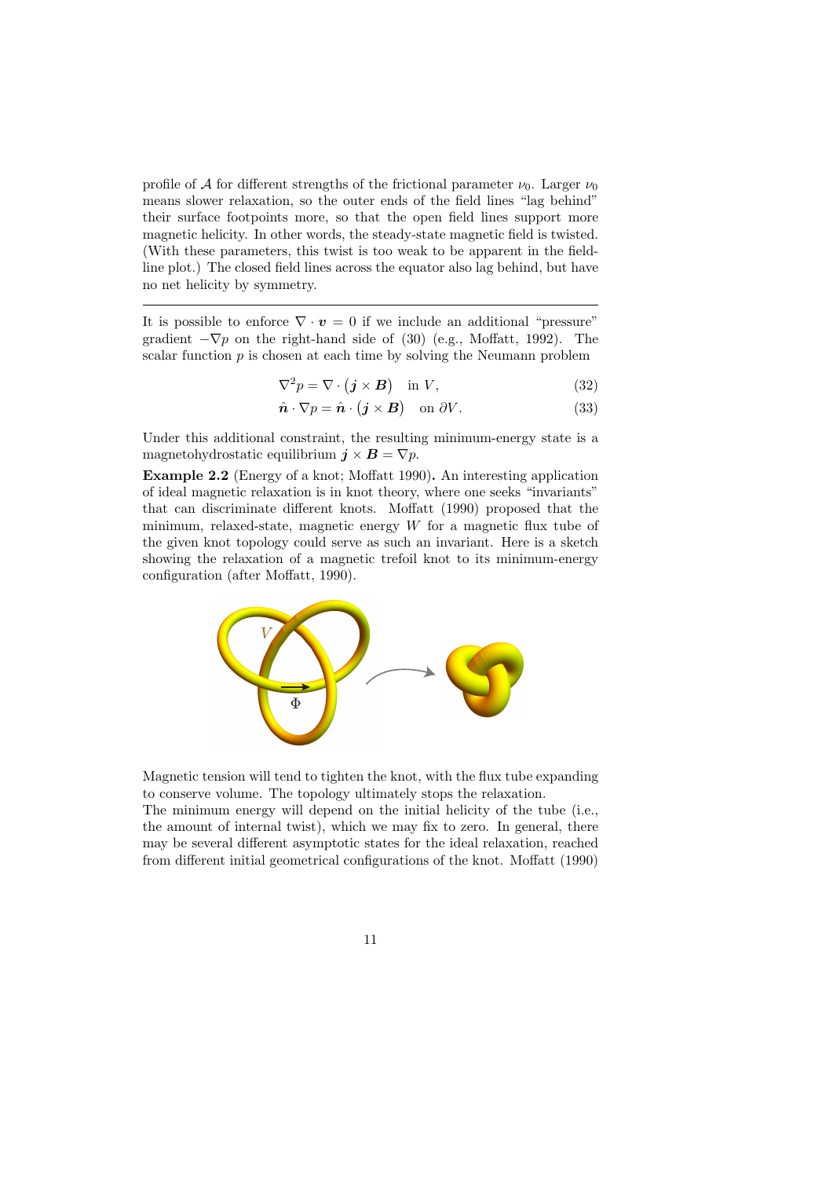profile of $\mathcal{A}$ for different strengths of the frictional parameter $\nu_0$. Larger $\nu_0$ means slower relaxation, so the outer ends of the field lines "lag behind" their surface footpoints more, so that the open field lines support more magnetic helicity. In other words, the steady-state magnetic field is twisted. (With these parameters, this twist is too weak to be apparent in the field-line plot.) The closed field lines across the equator also lag behind, but have no net helicity by symmetry.

---

It is possible to enforce $\nabla \cdot \boldsymbol{v} = 0$ if we include an additional "pressure" gradient $-\nabla p$ on the right-hand side of (30) (e.g., Moffatt, 1992). The scalar function $p$ is chosen at each time by solving the Neumann problem

$$\nabla^2 p = \nabla \cdot \left(\boldsymbol{j} \times \boldsymbol{B}\right) \quad \text{in } V, \tag{32}$$

$$\hat{\boldsymbol{n}} \cdot \nabla p = \hat{\boldsymbol{n}} \cdot \left(\boldsymbol{j} \times \boldsymbol{B}\right) \quad \text{on } \partial V. \tag{33}$$

Under this additional constraint, the resulting minimum-energy state is a magnetohydrostatic equilibrium $\boldsymbol{j} \times \boldsymbol{B} = \nabla p$.

**Example 2.2** (Energy of a knot; Moffatt 1990)**.** An interesting application of ideal magnetic relaxation is in knot theory, where one seeks "invariants" that can discriminate different knots. Moffatt (1990) proposed that the minimum, relaxed-state, magnetic energy $W$ for a magnetic flux tube of the given knot topology could serve as such an invariant. Here is a sketch showing the relaxation of a magnetic trefoil knot to its minimum-energy configuration (after Moffatt, 1990).

Magnetic tension will tend to tighten the knot, with the flux tube expanding to conserve volume. The topology ultimately stops the relaxation.

The minimum energy will depend on the initial helicity of the tube (i.e., the amount of internal twist), which we may fix to zero. In general, there may be several different asymptotic states for the ideal relaxation, reached from different initial geometrical configurations of the knot. Moffatt (1990)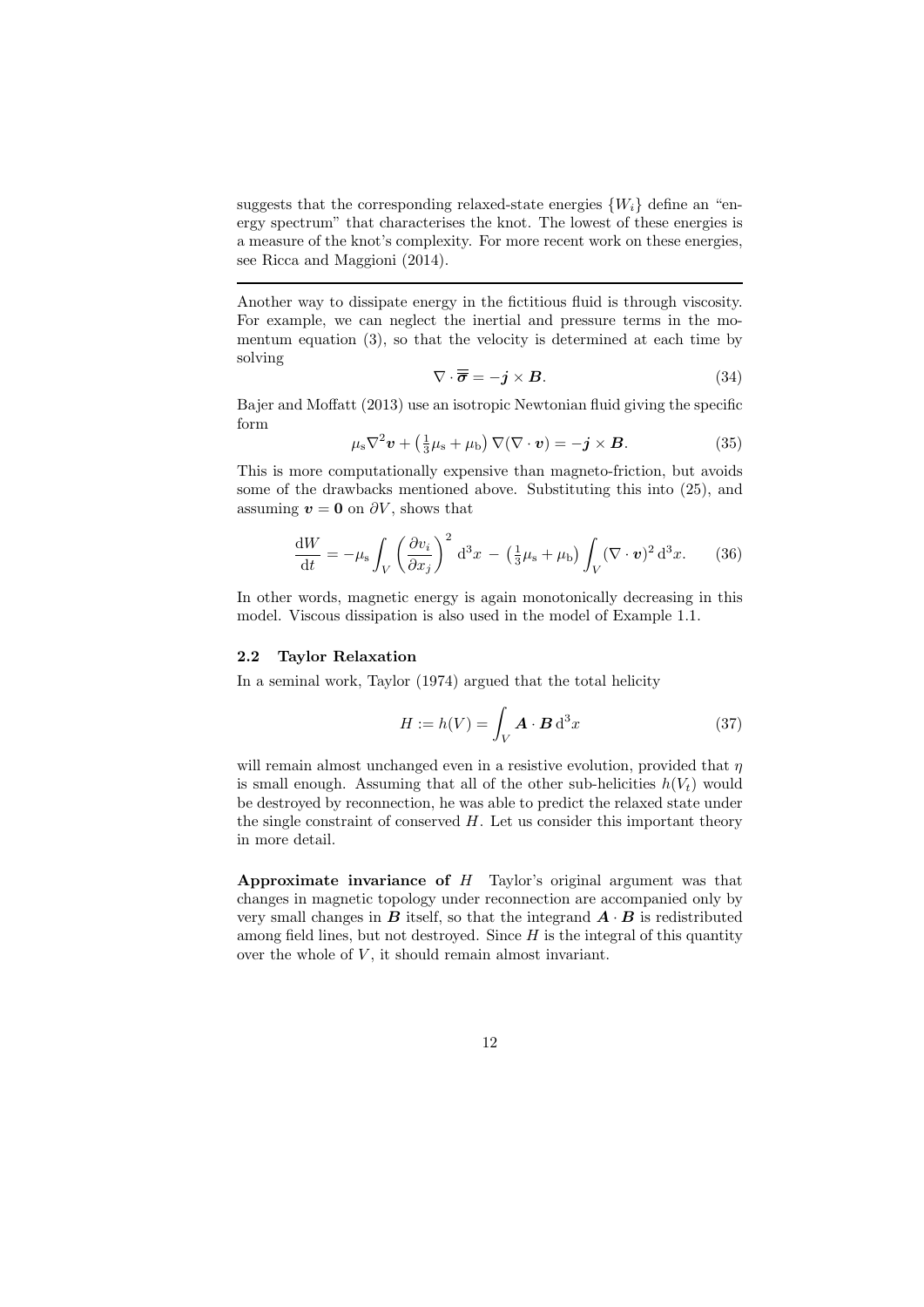suggests that the corresponding relaxed-state energies $\{W_i\}$ define an "energy spectrum" that characterises the knot. The lowest of these energies is a measure of the knot's complexity. For more recent work on these energies, see Ricca and Maggioni (2014).

---

Another way to dissipate energy in the fictitious fluid is through viscosity. For example, we can neglect the inertial and pressure terms in the momentum equation (3), so that the velocity is determined at each time by solving

$$\nabla \cdot \overline{\overline{\boldsymbol{\sigma}}} = -\boldsymbol{j} \times \boldsymbol{B}. \tag{34}$$

Bajer and Moffatt (2013) use an isotropic Newtonian fluid giving the specific form

$$\mu_{\rm s}\nabla^2\boldsymbol{v} + \left(\tfrac{1}{3}\mu_{\rm s} + \mu_{\rm b}\right)\nabla(\nabla\cdot\boldsymbol{v}) = -\boldsymbol{j}\times\boldsymbol{B}. \tag{35}$$

This is more computationally expensive than magneto-friction, but avoids some of the drawbacks mentioned above. Substituting this into (25), and assuming $\boldsymbol{v} = \boldsymbol{0}$ on $\partial V$, shows that

$$\frac{\mathrm{d}W}{\mathrm{d}t} = -\mu_{\rm s}\int_V \left(\frac{\partial v_i}{\partial x_j}\right)^2 \mathrm{d}^3x \; - \left(\tfrac{1}{3}\mu_{\rm s} + \mu_{\rm b}\right)\int_V (\nabla\cdot\boldsymbol{v})^2\,\mathrm{d}^3x. \tag{36}$$

In other words, magnetic energy is again monotonically decreasing in this model. Viscous dissipation is also used in the model of Example 1.1.

### 2.2 Taylor Relaxation

In a seminal work, Taylor (1974) argued that the total helicity

$$H := h(V) = \int_V \boldsymbol{A}\cdot\boldsymbol{B}\,\mathrm{d}^3x \tag{37}$$

will remain almost unchanged even in a resistive evolution, provided that $\eta$ is small enough. Assuming that all of the other sub-helicities $h(V_t)$ would be destroyed by reconnection, he was able to predict the relaxed state under the single constraint of conserved $H$. Let us consider this important theory in more detail.

**Approximate invariance of $H$** Taylor's original argument was that changes in magnetic topology under reconnection are accompanied only by very small changes in $\boldsymbol{B}$ itself, so that the integrand $\boldsymbol{A}\cdot\boldsymbol{B}$ is redistributed among field lines, but not destroyed. Since $H$ is the integral of this quantity over the whole of $V$, it should remain almost invariant.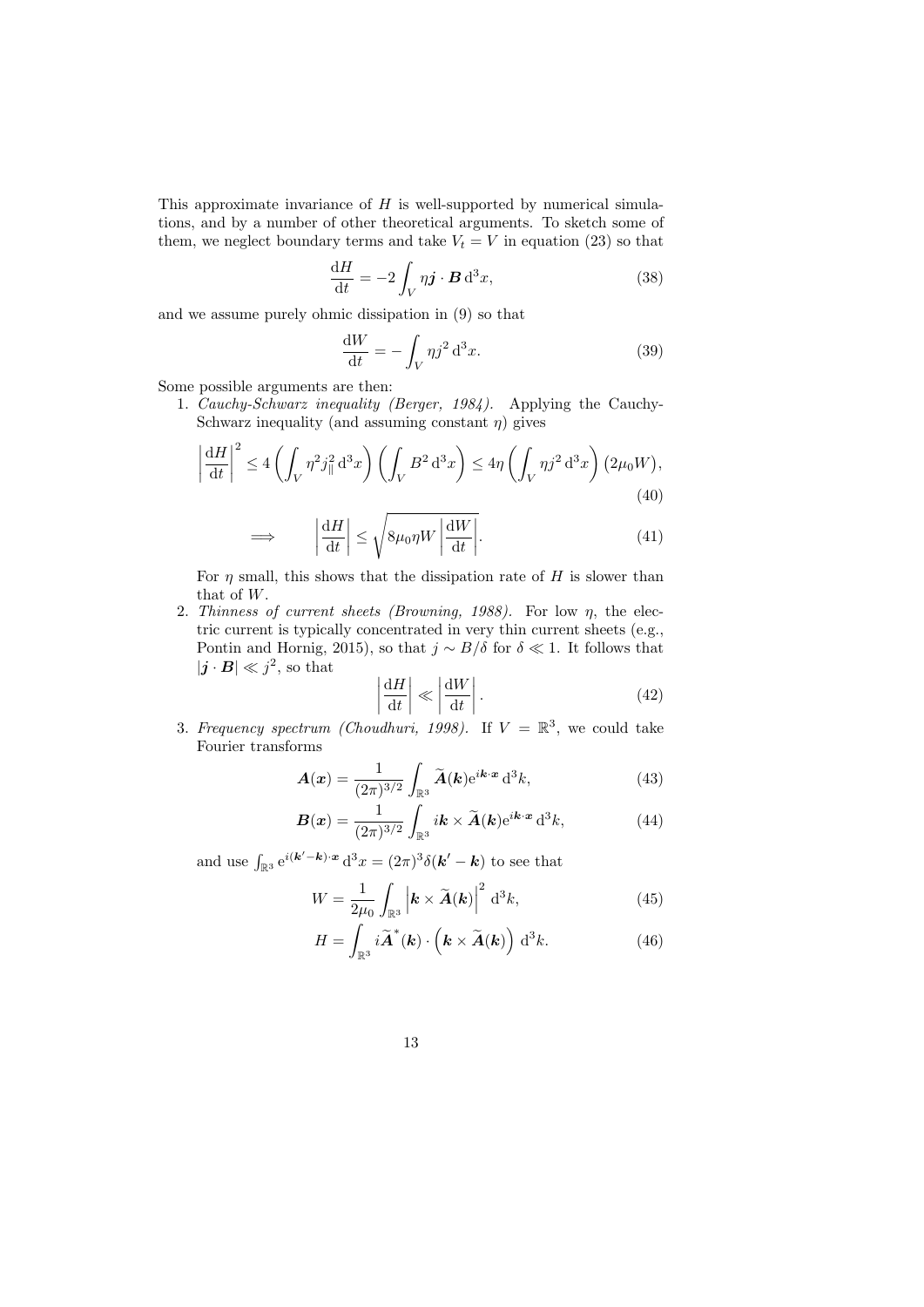This approximate invariance of $H$ is well-supported by numerical simulations, and by a number of other theoretical arguments. To sketch some of them, we neglect boundary terms and take $V_t = V$ in equation (23) so that

$$\frac{\mathrm{d}H}{\mathrm{d}t} = -2\int_V \eta \boldsymbol{j}\cdot\boldsymbol{B}\,\mathrm{d}^3x, \tag{38}$$

and we assume purely ohmic dissipation in (9) so that

$$\frac{\mathrm{d}W}{\mathrm{d}t} = -\int_V \eta j^2\,\mathrm{d}^3x. \tag{39}$$

Some possible arguments are then:

1. *Cauchy-Schwarz inequality (Berger, 1984).* Applying the Cauchy-Schwarz inequality (and assuming constant $\eta$) gives

$$\left|\frac{\mathrm{d}H}{\mathrm{d}t}\right|^2 \leq 4\left(\int_V \eta^2 j_\parallel^2\,\mathrm{d}^3x\right)\left(\int_V B^2\,\mathrm{d}^3x\right) \leq 4\eta\left(\int_V \eta j^2\,\mathrm{d}^3x\right)\left(2\mu_0 W\right), \tag{40}$$

$$\implies \qquad \left|\frac{\mathrm{d}H}{\mathrm{d}t}\right| \leq \sqrt{8\mu_0\eta W\left|\frac{\mathrm{d}W}{\mathrm{d}t}\right|}. \tag{41}$$

   For $\eta$ small, this shows that the dissipation rate of $H$ is slower than that of $W$.

2. *Thinness of current sheets (Browning, 1988).* For low $\eta$, the electric current is typically concentrated in very thin current sheets (e.g., Pontin and Hornig, 2015), so that $j \sim B/\delta$ for $\delta \ll 1$. It follows that $|\boldsymbol{j}\cdot\boldsymbol{B}| \ll j^2$, so that

$$\left|\frac{\mathrm{d}H}{\mathrm{d}t}\right| \ll \left|\frac{\mathrm{d}W}{\mathrm{d}t}\right|. \tag{42}$$

3. *Frequency spectrum (Choudhuri, 1998).* If $V = \mathbb{R}^3$, we could take Fourier transforms

$$\boldsymbol{A}(\boldsymbol{x}) = \frac{1}{(2\pi)^{3/2}}\int_{\mathbb{R}^3}\widetilde{\boldsymbol{A}}(\boldsymbol{k})\mathrm{e}^{i\boldsymbol{k}\cdot\boldsymbol{x}}\,\mathrm{d}^3k, \tag{43}$$

$$\boldsymbol{B}(\boldsymbol{x}) = \frac{1}{(2\pi)^{3/2}}\int_{\mathbb{R}^3} i\boldsymbol{k}\times\widetilde{\boldsymbol{A}}(\boldsymbol{k})\mathrm{e}^{i\boldsymbol{k}\cdot\boldsymbol{x}}\,\mathrm{d}^3k, \tag{44}$$

   and use $\int_{\mathbb{R}^3}\mathrm{e}^{i(\boldsymbol{k}'-\boldsymbol{k})\cdot\boldsymbol{x}}\,\mathrm{d}^3x = (2\pi)^3\delta(\boldsymbol{k}'-\boldsymbol{k})$ to see that

$$W = \frac{1}{2\mu_0}\int_{\mathbb{R}^3}\left|\boldsymbol{k}\times\widetilde{\boldsymbol{A}}(\boldsymbol{k})\right|^2\,\mathrm{d}^3k, \tag{45}$$

$$H = \int_{\mathbb{R}^3} i\widetilde{\boldsymbol{A}}^*(\boldsymbol{k})\cdot\left(\boldsymbol{k}\times\widetilde{\boldsymbol{A}}(\boldsymbol{k})\right)\,\mathrm{d}^3k. \tag{46}$$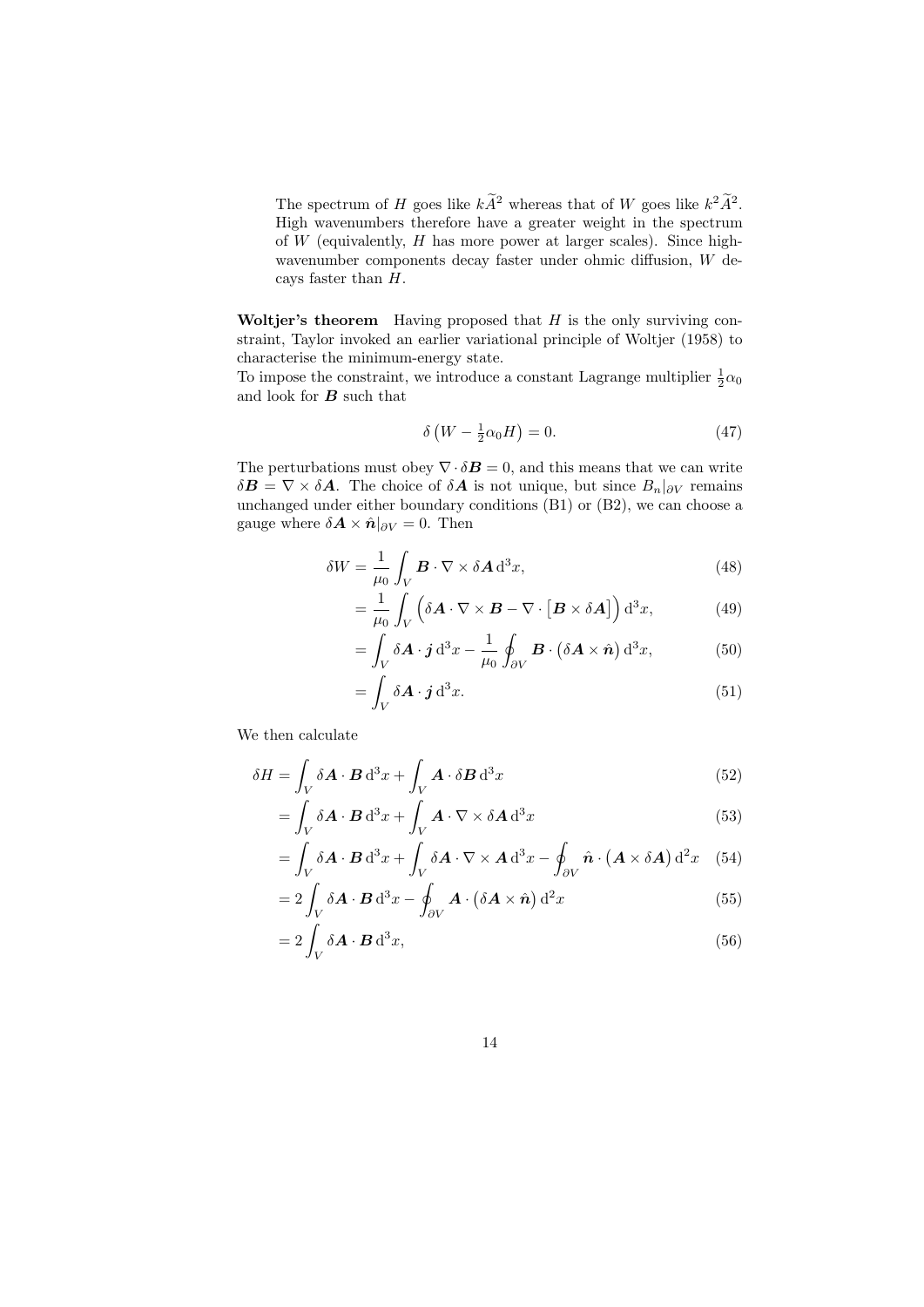The spectrum of $H$ goes like $k\widetilde{A}^2$ whereas that of $W$ goes like $k^2\widetilde{A}^2$. High wavenumbers therefore have a greater weight in the spectrum of $W$ (equivalently, $H$ has more power at larger scales). Since high-wavenumber components decay faster under ohmic diffusion, $W$ decays faster than $H$.

**Woltjer's theorem** Having proposed that $H$ is the only surviving constraint, Taylor invoked an earlier variational principle of Woltjer (1958) to characterise the minimum-energy state.
To impose the constraint, we introduce a constant Lagrange multiplier $\frac{1}{2}\alpha_0$ and look for $\boldsymbol{B}$ such that

$$\delta\left(W - \tfrac{1}{2}\alpha_0 H\right) = 0. \tag{47}$$

The perturbations must obey $\nabla\cdot\delta\boldsymbol{B} = 0$, and this means that we can write $\delta\boldsymbol{B} = \nabla\times\delta\boldsymbol{A}$. The choice of $\delta\boldsymbol{A}$ is not unique, but since $B_n|_{\partial V}$ remains unchanged under either boundary conditions (B1) or (B2), we can choose a gauge where $\delta\boldsymbol{A}\times\hat{\boldsymbol{n}}|_{\partial V} = 0$. Then

$$\delta W = \frac{1}{\mu_0}\int_V \boldsymbol{B}\cdot\nabla\times\delta\boldsymbol{A}\,\mathrm{d}^3x, \tag{48}$$

$$= \frac{1}{\mu_0}\int_V \Big(\delta\boldsymbol{A}\cdot\nabla\times\boldsymbol{B} - \nabla\cdot\big[\boldsymbol{B}\times\delta\boldsymbol{A}\big]\Big)\,\mathrm{d}^3x, \tag{49}$$

$$= \int_V \delta\boldsymbol{A}\cdot\boldsymbol{j}\,\mathrm{d}^3x - \frac{1}{\mu_0}\oint_{\partial V}\boldsymbol{B}\cdot\big(\delta\boldsymbol{A}\times\hat{\boldsymbol{n}}\big)\,\mathrm{d}^3x, \tag{50}$$

$$= \int_V \delta\boldsymbol{A}\cdot\boldsymbol{j}\,\mathrm{d}^3x. \tag{51}$$

We then calculate

$$\delta H = \int_V \delta\boldsymbol{A}\cdot\boldsymbol{B}\,\mathrm{d}^3x + \int_V \boldsymbol{A}\cdot\delta\boldsymbol{B}\,\mathrm{d}^3x \tag{52}$$

$$= \int_V \delta\boldsymbol{A}\cdot\boldsymbol{B}\,\mathrm{d}^3x + \int_V \boldsymbol{A}\cdot\nabla\times\delta\boldsymbol{A}\,\mathrm{d}^3x \tag{53}$$

$$= \int_V \delta\boldsymbol{A}\cdot\boldsymbol{B}\,\mathrm{d}^3x + \int_V \delta\boldsymbol{A}\cdot\nabla\times\boldsymbol{A}\,\mathrm{d}^3x - \oint_{\partial V}\hat{\boldsymbol{n}}\cdot\big(\boldsymbol{A}\times\delta\boldsymbol{A}\big)\,\mathrm{d}^2x \tag{54}$$

$$= 2\int_V \delta\boldsymbol{A}\cdot\boldsymbol{B}\,\mathrm{d}^3x - \oint_{\partial V}\boldsymbol{A}\cdot\big(\delta\boldsymbol{A}\times\hat{\boldsymbol{n}}\big)\,\mathrm{d}^2x \tag{55}$$

$$= 2\int_V \delta\boldsymbol{A}\cdot\boldsymbol{B}\,\mathrm{d}^3x, \tag{56}$$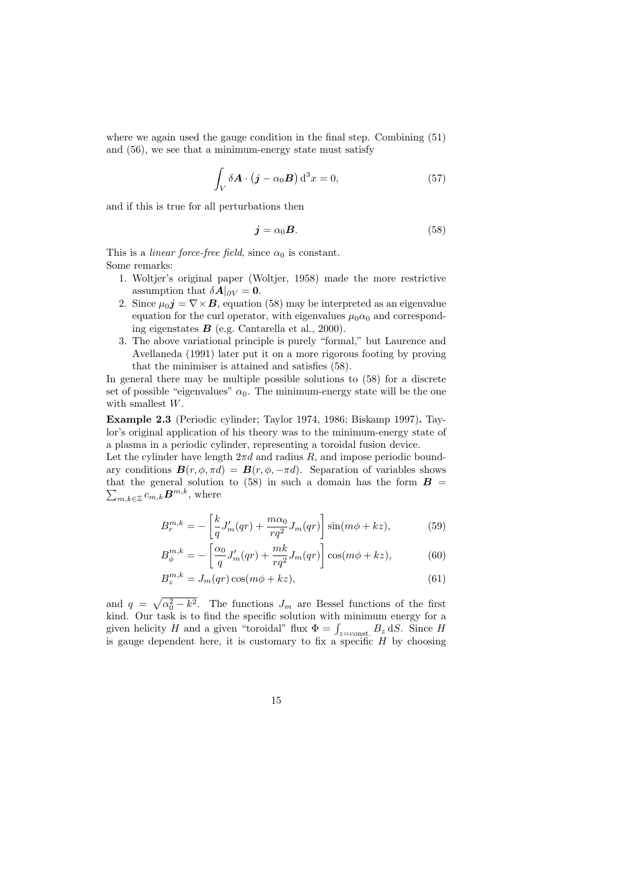where we again used the gauge condition in the final step. Combining (51) and (56), we see that a minimum-energy state must satisfy

$$\int_V \delta \boldsymbol{A} \cdot \left(\boldsymbol{j} - \alpha_0 \boldsymbol{B}\right) \mathrm{d}^3 x = 0, \tag{57}$$

and if this is true for all perturbations then

$$\boldsymbol{j} = \alpha_0 \boldsymbol{B}. \tag{58}$$

This is a *linear force-free field*, since $\alpha_0$ is constant.

Some remarks:

1. Woltjer's original paper (Woltjer, 1958) made the more restrictive assumption that $\delta \boldsymbol{A}|_{\partial V} = \boldsymbol{0}$.
2. Since $\mu_0 \boldsymbol{j} = \nabla \times \boldsymbol{B}$, equation (58) may be interpreted as an eigenvalue equation for the curl operator, with eigenvalues $\mu_0 \alpha_0$ and corresponding eigenstates $\boldsymbol{B}$ (e.g. Cantarella et al., 2000).
3. The above variational principle is purely "formal," but Laurence and Avellaneda (1991) later put it on a more rigorous footing by proving that the minimiser is attained and satisfies (58).

In general there may be multiple possible solutions to (58) for a discrete set of possible "eigenvalues" $\alpha_0$. The minimum-energy state will be the one with smallest $W$.

**Example 2.3** (Periodic cylinder; Taylor 1974, 1986; Biskamp 1997)**.** Taylor's original application of his theory was to the minimum-energy state of a plasma in a periodic cylinder, representing a toroidal fusion device.

Let the cylinder have length $2\pi d$ and radius $R$, and impose periodic boundary conditions $\boldsymbol{B}(r, \phi, \pi d) = \boldsymbol{B}(r, \phi, -\pi d)$. Separation of variables shows that the general solution to (58) in such a domain has the form $\boldsymbol{B} = \sum_{m,k\in\mathbb{Z}} c_{m,k} \boldsymbol{B}^{m,k}$, where

$$B_r^{m,k} = -\left[\frac{k}{q} J_m'(qr) + \frac{m\alpha_0}{rq^2} J_m(qr)\right] \sin(m\phi + kz), \tag{59}$$

$$B_\phi^{m,k} = -\left[\frac{\alpha_0}{q} J_m'(qr) + \frac{mk}{rq^2} J_m(qr)\right] \cos(m\phi + kz), \tag{60}$$

$$B_z^{m,k} = J_m(qr) \cos(m\phi + kz), \tag{61}$$

and $q = \sqrt{\alpha_0^2 - k^2}$. The functions $J_m$ are Bessel functions of the first kind. Our task is to find the specific solution with minimum energy for a given helicity $H$ and a given "toroidal" flux $\Phi = \int_{z=\text{const.}} B_z \, \mathrm{d}S$. Since $H$ is gauge dependent here, it is customary to fix a specific $H$ by choosing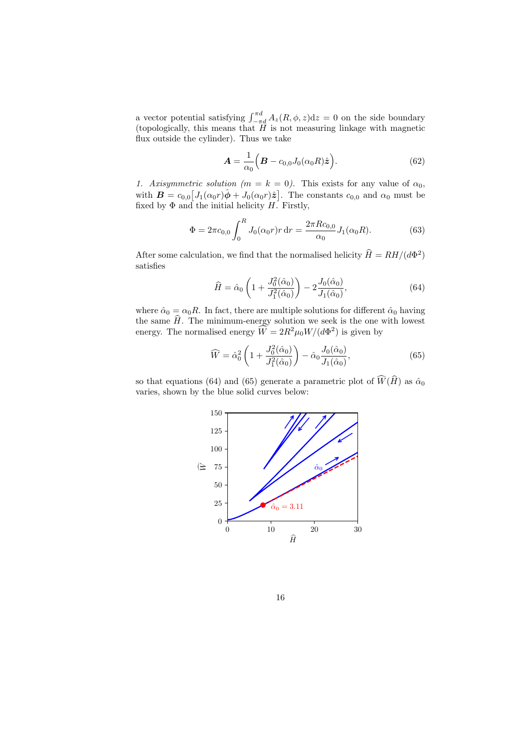a vector potential satisfying $\int_{-\pi d}^{\pi d} A_z(R,\phi,z)\mathrm{d}z = 0$ on the side boundary (topologically, this means that $H$ is not measuring linkage with magnetic flux outside the cylinder). Thus we take

$$\boldsymbol{A} = \frac{1}{\alpha_0}\Big(\boldsymbol{B} - c_{0,0}J_0(\alpha_0 R)\hat{\boldsymbol{z}}\Big). \tag{62}$$

*1. Axisymmetric solution ($m = k = 0$).* This exists for any value of $\alpha_0$, with $\boldsymbol{B} = c_{0,0}\big[J_1(\alpha_0 r)\hat{\boldsymbol{\phi}} + J_0(\alpha_0 r)\hat{\boldsymbol{z}}\big]$. The constants $c_{0,0}$ and $\alpha_0$ must be fixed by $\Phi$ and the initial helicity $H$. Firstly,

$$\Phi = 2\pi c_{0,0}\int_0^R J_0(\alpha_0 r) r\,\mathrm{d}r = \frac{2\pi R c_{0,0}}{\alpha_0}J_1(\alpha_0 R). \tag{63}$$

After some calculation, we find that the normalised helicity $\widehat{H} = RH/(d\Phi^2)$ satisfies

$$\widehat{H} = \hat{\alpha}_0\left(1 + \frac{J_0^2(\hat{\alpha}_0)}{J_1^2(\hat{\alpha}_0)}\right) - 2\frac{J_0(\hat{\alpha}_0)}{J_1(\hat{\alpha}_0)}, \tag{64}$$

where $\hat{\alpha}_0 = \alpha_0 R$. In fact, there are multiple solutions for different $\hat{\alpha}_0$ having the same $\widehat{H}$. The minimum-energy solution we seek is the one with lowest energy. The normalised energy $\widehat{W} = 2R^2\mu_0 W/(d\Phi^2)$ is given by

$$\widehat{W} = \hat{\alpha}_0^2\left(1 + \frac{J_0^2(\hat{\alpha}_0)}{J_1^2(\hat{\alpha}_0)}\right) - \hat{\alpha}_0\frac{J_0(\hat{\alpha}_0)}{J_1(\hat{\alpha}_0)}, \tag{65}$$

so that equations (64) and (65) generate a parametric plot of $\widehat{W}(\widehat{H})$ as $\hat{\alpha}_0$ varies, shown by the blue solid curves below: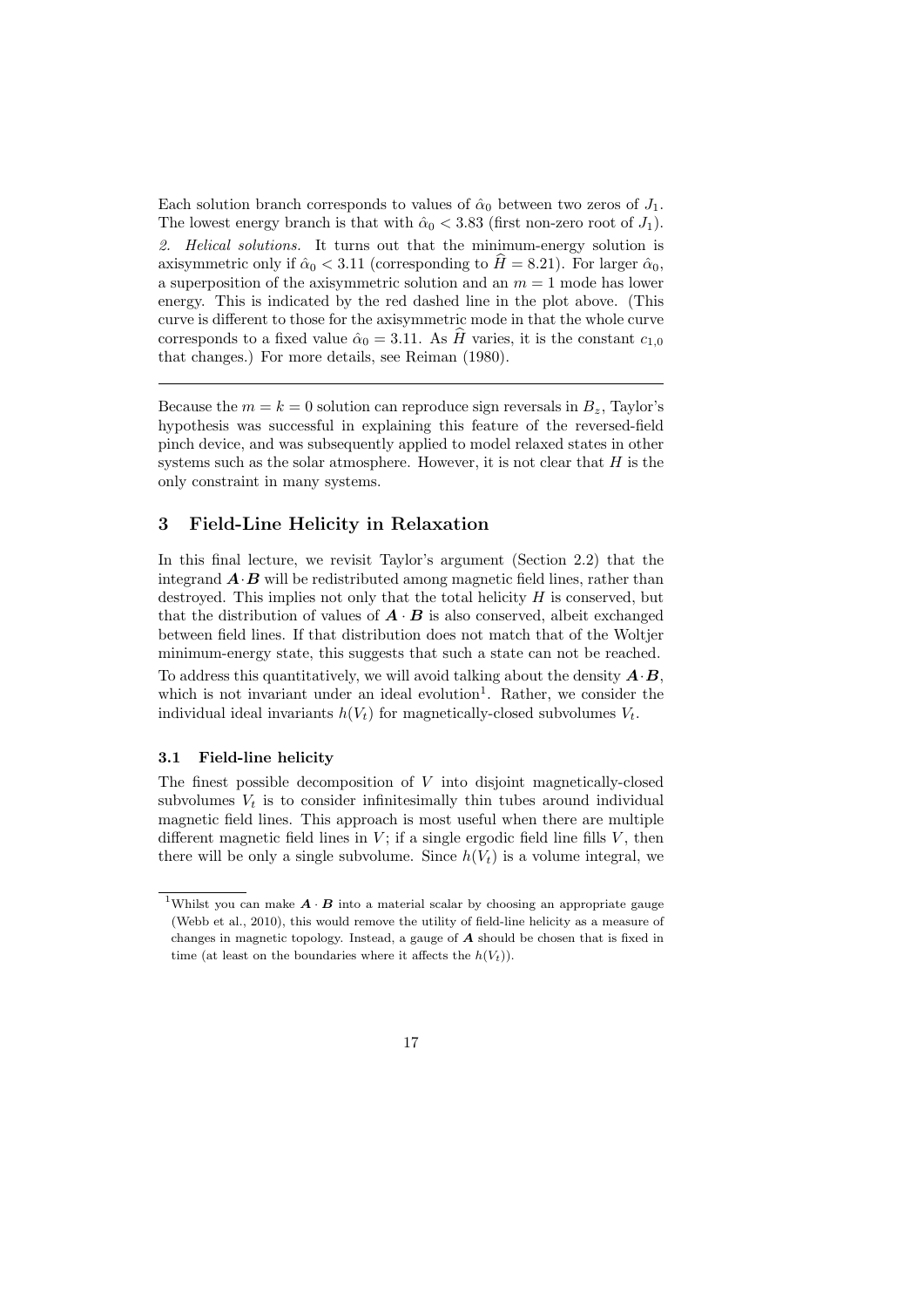Each solution branch corresponds to values of $\hat{\alpha}_0$ between two zeros of $J_1$. The lowest energy branch is that with $\hat{\alpha}_0 < 3.83$ (first non-zero root of $J_1$).

*2. Helical solutions.* It turns out that the minimum-energy solution is axisymmetric only if $\hat{\alpha}_0 < 3.11$ (corresponding to $\widehat{H} = 8.21$). For larger $\hat{\alpha}_0$, a superposition of the axisymmetric solution and an $m = 1$ mode has lower energy. This is indicated by the red dashed line in the plot above. (This curve is different to those for the axisymmetric mode in that the whole curve corresponds to a fixed value $\hat{\alpha}_0 = 3.11$. As $\widehat{H}$ varies, it is the constant $c_{1,0}$ that changes.) For more details, see Reiman (1980).

---

Because the $m = k = 0$ solution can reproduce sign reversals in $B_z$, Taylor's hypothesis was successful in explaining this feature of the reversed-field pinch device, and was subsequently applied to model relaxed states in other systems such as the solar atmosphere. However, it is not clear that $H$ is the only constraint in many systems.

## 3 Field-Line Helicity in Relaxation

In this final lecture, we revisit Taylor's argument (Section 2.2) that the integrand $\boldsymbol{A}\cdot\boldsymbol{B}$ will be redistributed among magnetic field lines, rather than destroyed. This implies not only that the total helicity $H$ is conserved, but that the distribution of values of $\boldsymbol{A}\cdot\boldsymbol{B}$ is also conserved, albeit exchanged between field lines. If that distribution does not match that of the Woltjer minimum-energy state, this suggests that such a state can not be reached.

To address this quantitatively, we will avoid talking about the density $\boldsymbol{A}\cdot\boldsymbol{B}$, which is not invariant under an ideal evolution[1]. Rather, we consider the individual ideal invariants $h(V_t)$ for magnetically-closed subvolumes $V_t$.

### 3.1 Field-line helicity

The finest possible decomposition of $V$ into disjoint magnetically-closed subvolumes $V_t$ is to consider infinitesimally thin tubes around individual magnetic field lines. This approach is most useful when there are multiple different magnetic field lines in $V$; if a single ergodic field line fills $V$, then there will be only a single subvolume. Since $h(V_t)$ is a volume integral, we

[1] Whilst you can make $\boldsymbol{A}\cdot\boldsymbol{B}$ into a material scalar by choosing an appropriate gauge (Webb et al., 2010), this would remove the utility of field-line helicity as a measure of changes in magnetic topology. Instead, a gauge of $\boldsymbol{A}$ should be chosen that is fixed in time (at least on the boundaries where it affects the $h(V_t)$).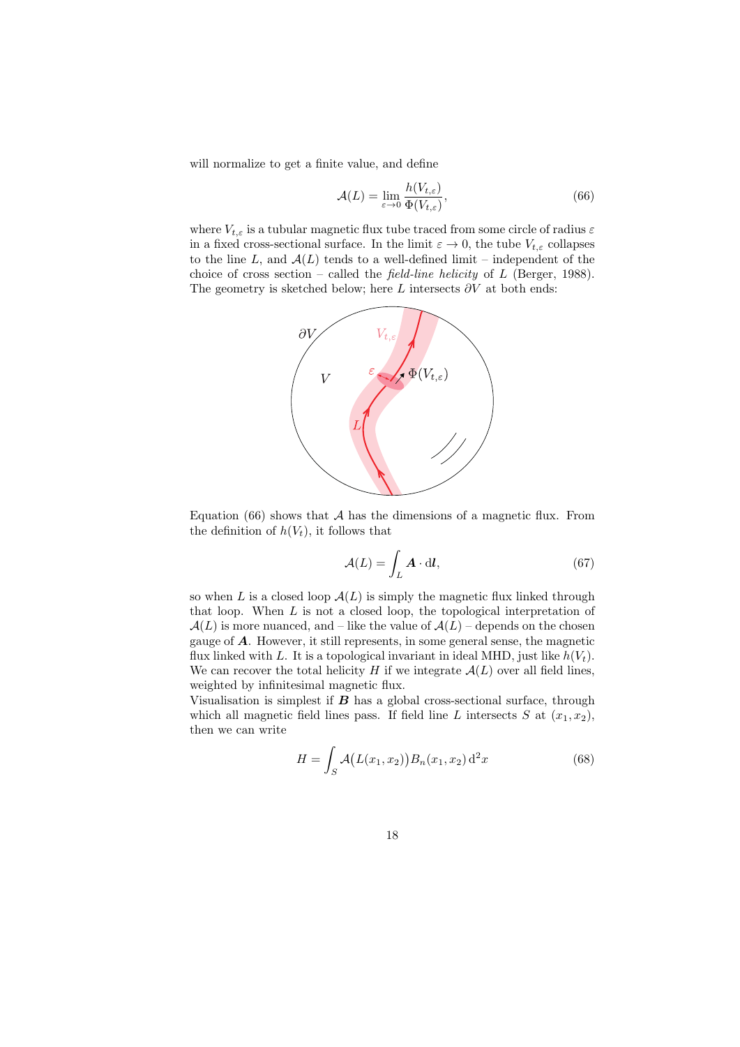will normalize to get a finite value, and define

$$\mathcal{A}(L) = \lim_{\varepsilon \to 0} \frac{h(V_{t,\varepsilon})}{\Phi(V_{t,\varepsilon})}, \tag{66}$$

where $V_{t,\varepsilon}$ is a tubular magnetic flux tube traced from some circle of radius $\varepsilon$ in a fixed cross-sectional surface. In the limit $\varepsilon \to 0$, the tube $V_{t,\varepsilon}$ collapses to the line $L$, and $\mathcal{A}(L)$ tends to a well-defined limit – independent of the choice of cross section – called the *field-line helicity* of $L$ (Berger, 1988). The geometry is sketched below; here $L$ intersects $\partial V$ at both ends:

Equation (66) shows that $\mathcal{A}$ has the dimensions of a magnetic flux. From the definition of $h(V_t)$, it follows that

$$\mathcal{A}(L) = \int_L \boldsymbol{A} \cdot \mathrm{d}\boldsymbol{l}, \tag{67}$$

so when $L$ is a closed loop $\mathcal{A}(L)$ is simply the magnetic flux linked through that loop. When $L$ is not a closed loop, the topological interpretation of $\mathcal{A}(L)$ is more nuanced, and – like the value of $\mathcal{A}(L)$ – depends on the chosen gauge of $\boldsymbol{A}$. However, it still represents, in some general sense, the magnetic flux linked with $L$. It is a topological invariant in ideal MHD, just like $h(V_t)$. We can recover the total helicity $H$ if we integrate $\mathcal{A}(L)$ over all field lines, weighted by infinitesimal magnetic flux.

Visualisation is simplest if $\boldsymbol{B}$ has a global cross-sectional surface, through which all magnetic field lines pass. If field line $L$ intersects $S$ at $(x_1, x_2)$, then we can write

$$H = \int_S \mathcal{A}\big(L(x_1, x_2)\big) B_n(x_1, x_2)\, \mathrm{d}^2x \tag{68}$$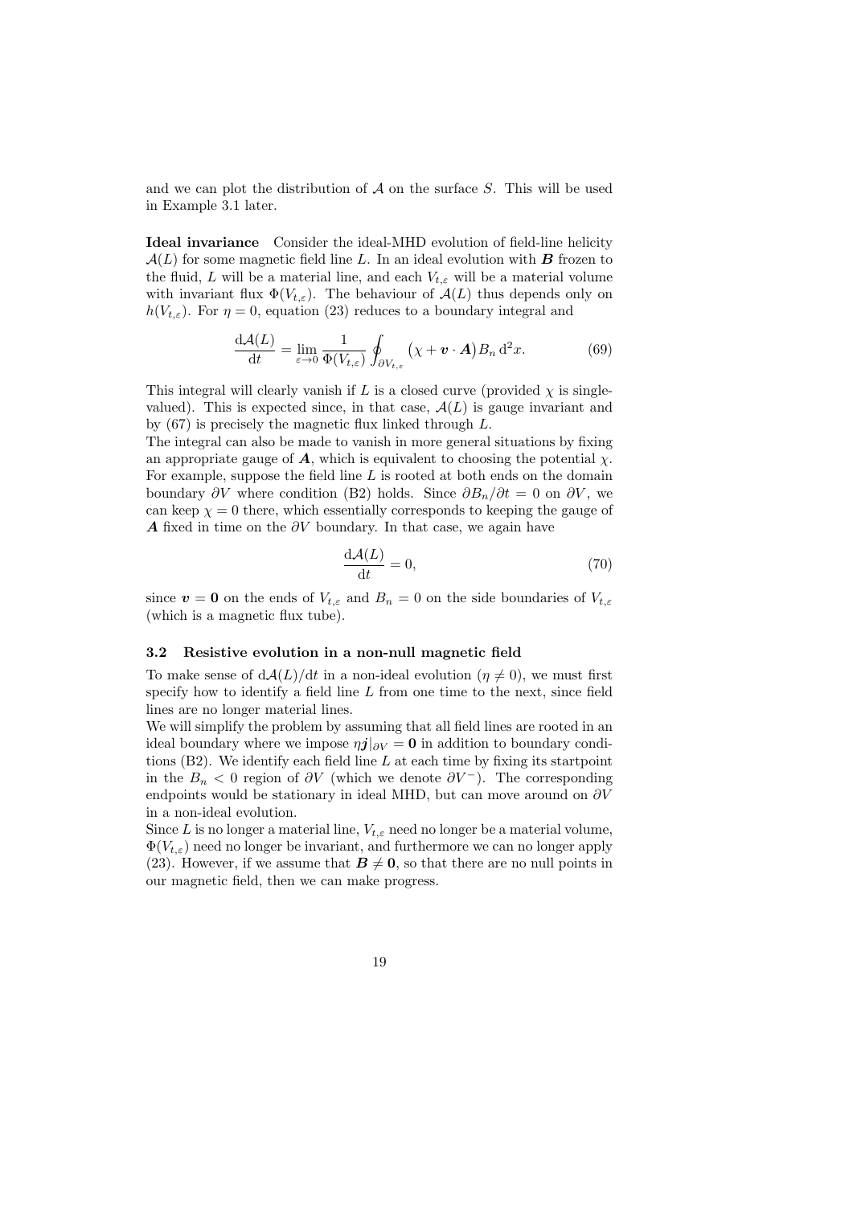and we can plot the distribution of $\mathcal{A}$ on the surface $S$. This will be used in Example 3.1 later.

**Ideal invariance** Consider the ideal-MHD evolution of field-line helicity $\mathcal{A}(L)$ for some magnetic field line $L$. In an ideal evolution with $\boldsymbol{B}$ frozen to the fluid, $L$ will be a material line, and each $V_{t,\varepsilon}$ will be a material volume with invariant flux $\Phi(V_{t,\varepsilon})$. The behaviour of $\mathcal{A}(L)$ thus depends only on $h(V_{t,\varepsilon})$. For $\eta = 0$, equation (23) reduces to a boundary integral and

$$\frac{\mathrm{d}\mathcal{A}(L)}{\mathrm{d}t} = \lim_{\varepsilon \to 0} \frac{1}{\Phi(V_{t,\varepsilon})} \oint_{\partial V_{t,\varepsilon}} \big(\chi + \boldsymbol{v} \cdot \boldsymbol{A}\big) B_n \, \mathrm{d}^2 x. \tag{69}$$

This integral will clearly vanish if $L$ is a closed curve (provided $\chi$ is single-valued). This is expected since, in that case, $\mathcal{A}(L)$ is gauge invariant and by (67) is precisely the magnetic flux linked through $L$.

The integral can also be made to vanish in more general situations by fixing an appropriate gauge of $\boldsymbol{A}$, which is equivalent to choosing the potential $\chi$. For example, suppose the field line $L$ is rooted at both ends on the domain boundary $\partial V$ where condition (B2) holds. Since $\partial B_n / \partial t = 0$ on $\partial V$, we can keep $\chi = 0$ there, which essentially corresponds to keeping the gauge of $\boldsymbol{A}$ fixed in time on the $\partial V$ boundary. In that case, we again have

$$\frac{\mathrm{d}\mathcal{A}(L)}{\mathrm{d}t} = 0, \tag{70}$$

since $\boldsymbol{v} = \boldsymbol{0}$ on the ends of $V_{t,\varepsilon}$ and $B_n = 0$ on the side boundaries of $V_{t,\varepsilon}$ (which is a magnetic flux tube).

### 3.2 Resistive evolution in a non-null magnetic field

To make sense of $\mathrm{d}\mathcal{A}(L)/\mathrm{d}t$ in a non-ideal evolution ($\eta \neq 0$), we must first specify how to identify a field line $L$ from one time to the next, since field lines are no longer material lines.

We will simplify the problem by assuming that all field lines are rooted in an ideal boundary where we impose $\eta \boldsymbol{j}|_{\partial V} = \boldsymbol{0}$ in addition to boundary conditions (B2). We identify each field line $L$ at each time by fixing its startpoint in the $B_n < 0$ region of $\partial V$ (which we denote $\partial V^-$). The corresponding endpoints would be stationary in ideal MHD, but can move around on $\partial V$ in a non-ideal evolution.

Since $L$ is no longer a material line, $V_{t,\varepsilon}$ need no longer be a material volume, $\Phi(V_{t,\varepsilon})$ need no longer be invariant, and furthermore we can no longer apply (23). However, if we assume that $\boldsymbol{B} \neq \boldsymbol{0}$, so that there are no null points in our magnetic field, then we can make progress.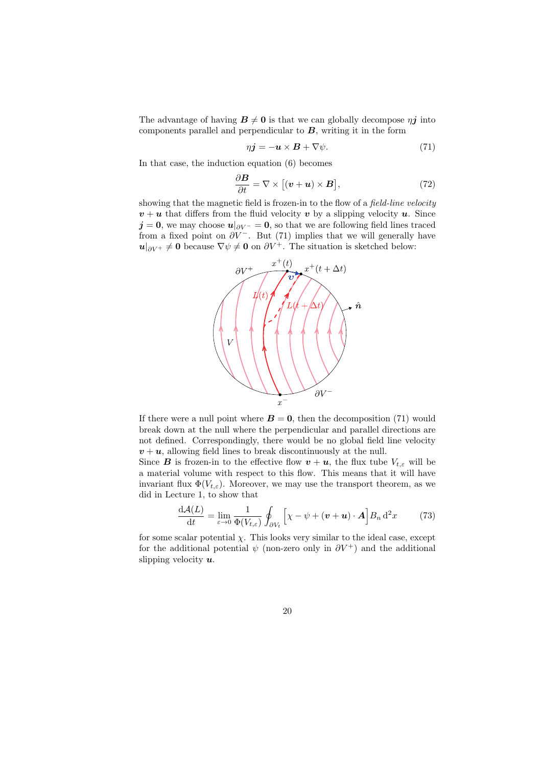The advantage of having $\boldsymbol{B} \neq \mathbf{0}$ is that we can globally decompose $\eta \boldsymbol{j}$ into components parallel and perpendicular to $\boldsymbol{B}$, writing it in the form

$$\eta \boldsymbol{j} = -\boldsymbol{u} \times \boldsymbol{B} + \nabla \psi. \tag{71}$$

In that case, the induction equation (6) becomes

$$\frac{\partial \boldsymbol{B}}{\partial t} = \nabla \times \big[(\boldsymbol{v} + \boldsymbol{u}) \times \boldsymbol{B}\big], \tag{72}$$

showing that the magnetic field is frozen-in to the flow of a *field-line velocity* $\boldsymbol{v} + \boldsymbol{u}$ that differs from the fluid velocity $\boldsymbol{v}$ by a slipping velocity $\boldsymbol{u}$. Since $\boldsymbol{j} = \mathbf{0}$, we may choose $\boldsymbol{u}|_{\partial V^-} = \mathbf{0}$, so that we are following field lines traced from a fixed point on $\partial V^-$. But (71) implies that we will generally have $\boldsymbol{u}|_{\partial V^+} \neq \mathbf{0}$ because $\nabla \psi \neq \mathbf{0}$ on $\partial V^+$. The situation is sketched below:

If there were a null point where $\boldsymbol{B} = \mathbf{0}$, then the decomposition (71) would break down at the null where the perpendicular and parallel directions are not defined. Correspondingly, there would be no global field line velocity $\boldsymbol{v} + \boldsymbol{u}$, allowing field lines to break discontinuously at the null.

Since $\boldsymbol{B}$ is frozen-in to the effective flow $\boldsymbol{v} + \boldsymbol{u}$, the flux tube $V_{t,\varepsilon}$ will be a material volume with respect to this flow. This means that it will have invariant flux $\Phi(V_{t,\varepsilon})$. Moreover, we may use the transport theorem, as we did in Lecture 1, to show that

$$\frac{\mathrm{d}\mathcal{A}(L)}{\mathrm{d}t} = \lim_{\varepsilon \to 0} \frac{1}{\Phi(V_{t,\varepsilon})} \oint_{\partial V_t} \Big[\chi - \psi + (\boldsymbol{v} + \boldsymbol{u}) \cdot \boldsymbol{A}\Big] B_n \, \mathrm{d}^2 x \tag{73}$$

for some scalar potential $\chi$. This looks very similar to the ideal case, except for the additional potential $\psi$ (non-zero only in $\partial V^+$) and the additional slipping velocity $\boldsymbol{u}$.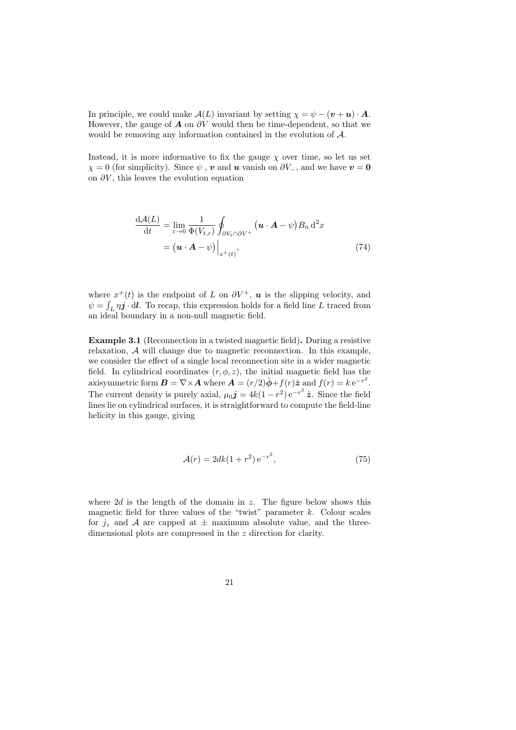In principle, we could make $\mathcal{A}(L)$ invariant by setting $\chi = \psi - (\boldsymbol{v} + \boldsymbol{u}) \cdot \boldsymbol{A}$. However, the gauge of $\boldsymbol{A}$ on $\partial V$ would then be time-dependent, so that we would be removing any information contained in the evolution of $\mathcal{A}$.

Instead, it is more informative to fix the gauge $\chi$ over time, so let us set $\chi = 0$ (for simplicity). Since $\psi$ , $\boldsymbol{v}$ and $\boldsymbol{u}$ vanish on $\partial V_{-}$, and we have $\boldsymbol{v} = \boldsymbol{0}$ on $\partial V$, this leaves the evolution equation

$$
\begin{aligned}
\frac{\mathrm{d}\mathcal{A}(L)}{\mathrm{d}t} &= \lim_{\varepsilon \to 0} \frac{1}{\Phi(V_{t,\varepsilon})} \oint_{\partial V_t \cap \partial V^+} \big(\boldsymbol{u} \cdot \boldsymbol{A} - \psi\big) B_n \, \mathrm{d}^2 x \\
&= \big(\boldsymbol{u} \cdot \boldsymbol{A} - \psi\big)\Big|_{x^+(t)},
\end{aligned} \tag{74}
$$

where $x^+(t)$ is the endpoint of $L$ on $\partial V^+$, $\boldsymbol{u}$ is the slipping velocity, and $\psi = \int_L \eta \boldsymbol{j} \cdot \mathrm{d}\boldsymbol{l}$. To recap, this expression holds for a field line $L$ traced from an ideal boundary in a non-null magnetic field.

**Example 3.1** (Reconnection in a twisted magnetic field)**.** During a resistive relaxation, $\mathcal{A}$ will change due to magnetic reconnection. In this example, we consider the effect of a single local reconnection site in a wider magnetic field. In cylindrical coordinates $(r, \phi, z)$, the initial magnetic field has the axisymmetric form $\boldsymbol{B} = \nabla \times \boldsymbol{A}$ where $\boldsymbol{A} = (r/2)\hat{\boldsymbol{\phi}} + f(r)\hat{\boldsymbol{z}}$ and $f(r) = k\,\mathrm{e}^{-r^2}$. The current density is purely axial, $\mu_0 \boldsymbol{j} = 4k(1 - r^2)\,\mathrm{e}^{-r^2}\,\hat{\boldsymbol{z}}$. Since the field lines lie on cylindrical surfaces, it is straightforward to compute the field-line helicity in this gauge, giving

$$
\mathcal{A}(r) = 2dk(1 + r^2)\,\mathrm{e}^{-r^2}, \tag{75}
$$

where $2d$ is the length of the domain in $z$. The figure below shows this magnetic field for three values of the "twist" parameter $k$. Colour scales for $j_z$ and $\mathcal{A}$ are capped at $\pm$ maximum absolute value, and the three-dimensional plots are compressed in the $z$ direction for clarity.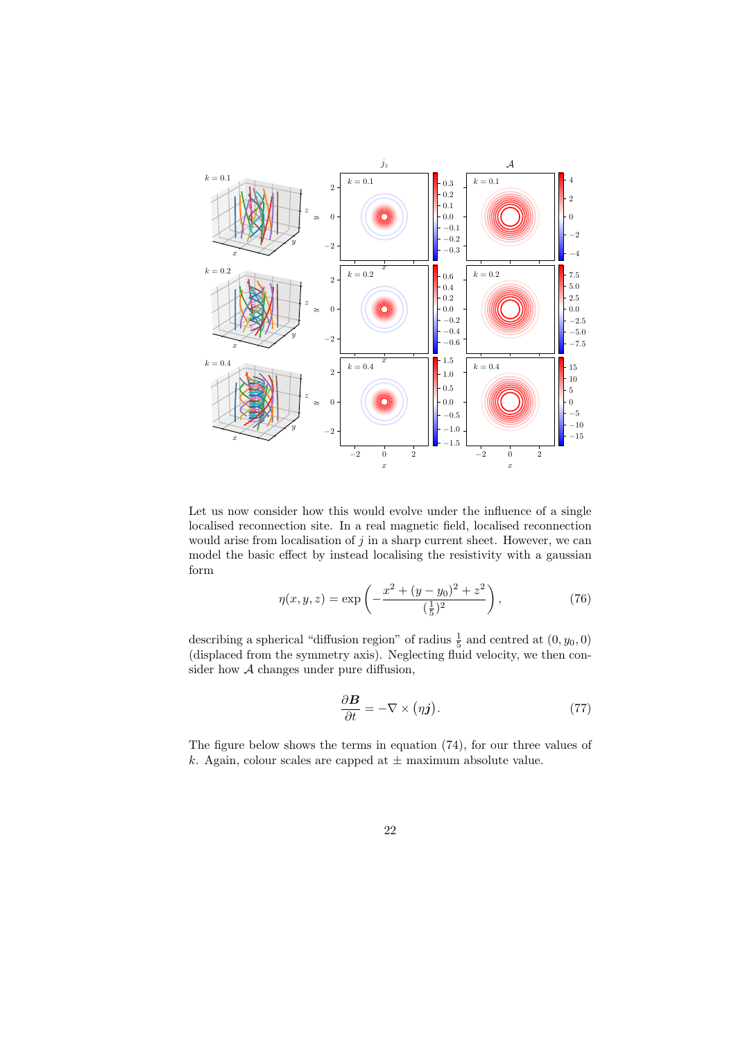Let us now consider how this would evolve under the influence of a single localised reconnection site. In a real magnetic field, localised reconnection would arise from localisation of $j$ in a sharp current sheet. However, we can model the basic effect by instead localising the resistivity with a gaussian form

$$\eta(x, y, z) = \exp\left(-\frac{x^2 + (y - y_0)^2 + z^2}{(\frac{1}{5})^2}\right), \tag{76}$$

describing a spherical "diffusion region" of radius $\frac{1}{5}$ and centred at $(0, y_0, 0)$ (displaced from the symmetry axis). Neglecting fluid velocity, we then consider how $\mathcal{A}$ changes under pure diffusion,

$$\frac{\partial \boldsymbol{B}}{\partial t} = -\nabla \times \left(\eta \boldsymbol{j}\right). \tag{77}$$

The figure below shows the terms in equation (74), for our three values of $k$. Again, colour scales are capped at $\pm$ maximum absolute value.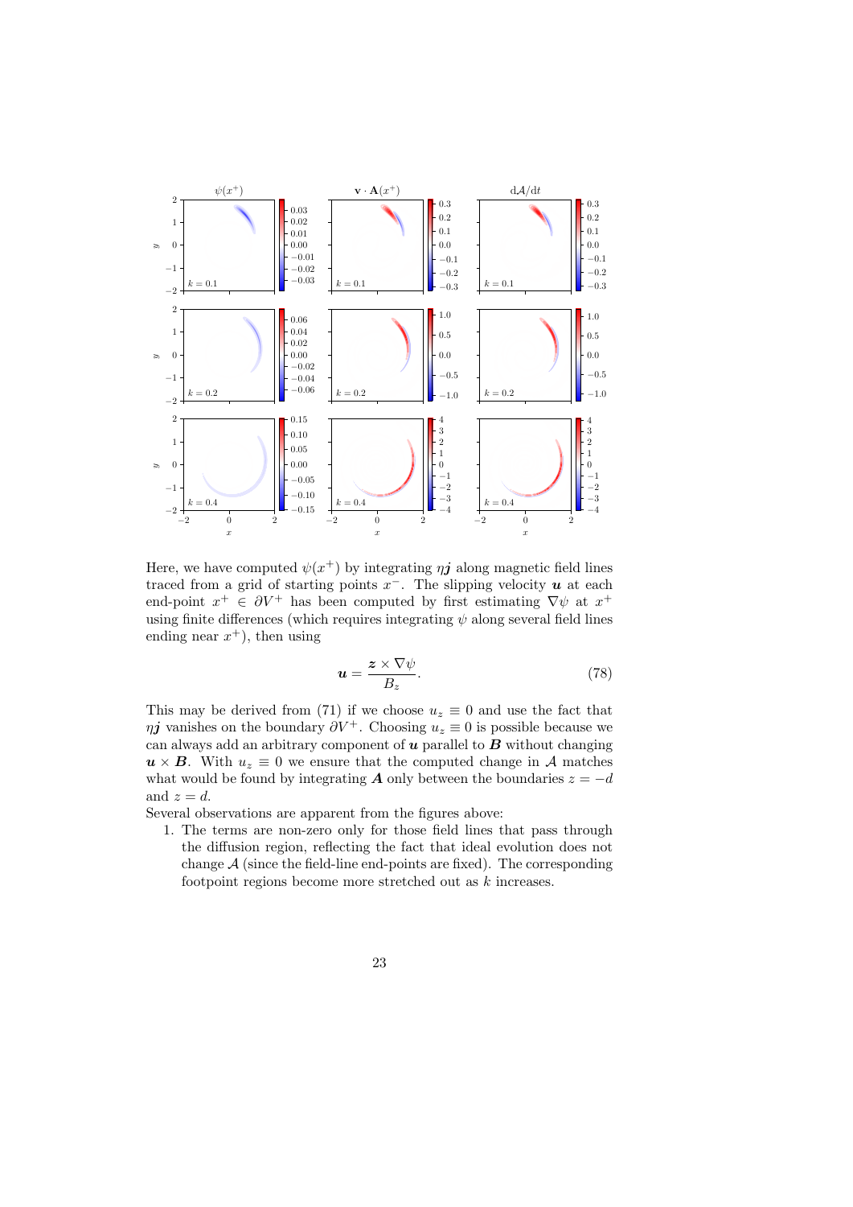Here, we have computed $\psi(x^+)$ by integrating $\eta \boldsymbol{j}$ along magnetic field lines traced from a grid of starting points $x^-$. The slipping velocity $\boldsymbol{u}$ at each end-point $x^+ \in \partial V^+$ has been computed by first estimating $\nabla\psi$ at $x^+$ using finite differences (which requires integrating $\psi$ along several field lines ending near $x^+$), then using

$$\boldsymbol{u} = \frac{\boldsymbol{z} \times \nabla\psi}{B_z}. \tag{78}$$

This may be derived from (71) if we choose $u_z \equiv 0$ and use the fact that $\eta \boldsymbol{j}$ vanishes on the boundary $\partial V^+$. Choosing $u_z \equiv 0$ is possible because we can always add an arbitrary component of $\boldsymbol{u}$ parallel to $\boldsymbol{B}$ without changing $\boldsymbol{u} \times \boldsymbol{B}$. With $u_z \equiv 0$ we ensure that the computed change in $\mathcal{A}$ matches what would be found by integrating $\boldsymbol{A}$ only between the boundaries $z = -d$ and $z = d$.

Several observations are apparent from the figures above:

1. The terms are non-zero only for those field lines that pass through the diffusion region, reflecting the fact that ideal evolution does not change $\mathcal{A}$ (since the field-line end-points are fixed). The corresponding footpoint regions become more stretched out as $k$ increases.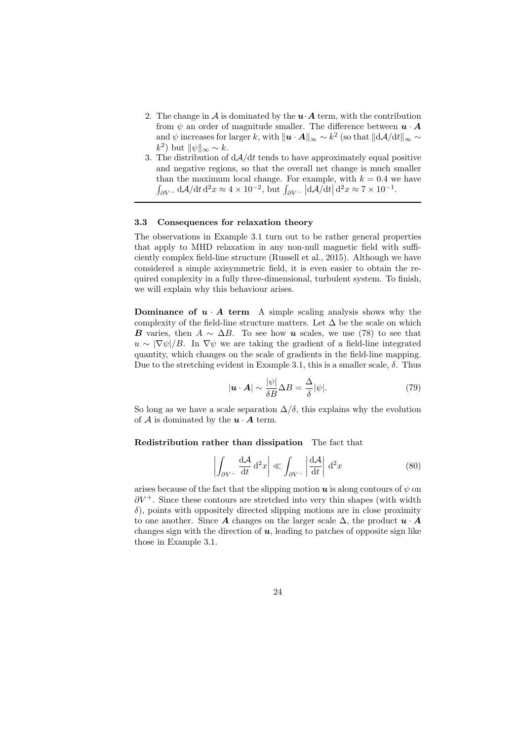2. The change in $\mathcal{A}$ is dominated by the $\boldsymbol{u}\cdot\boldsymbol{A}$ term, with the contribution from $\psi$ an order of magnitude smaller. The difference between $\boldsymbol{u}\cdot\boldsymbol{A}$ and $\psi$ increases for larger $k$, with $\|\boldsymbol{u}\cdot\boldsymbol{A}\|_\infty \sim k^2$ (so that $\|\mathrm{d}\mathcal{A}/\mathrm{d}t\|_\infty \sim k^2$) but $\|\psi\|_\infty \sim k$.
3. The distribution of $\mathrm{d}\mathcal{A}/\mathrm{d}t$ tends to have approximately equal positive and negative regions, so that the overall net change is much smaller than the maximum local change. For example, with $k = 0.4$ we have $\int_{\partial V^-} \mathrm{d}\mathcal{A}/\mathrm{d}t\,\mathrm{d}^2x \approx 4\times 10^{-2}$, but $\int_{\partial V^-} \left|\mathrm{d}\mathcal{A}/\mathrm{d}t\right| \mathrm{d}^2x \approx 7\times 10^{-1}$.

### 3.3 Consequences for relaxation theory

The observations in Example 3.1 turn out to be rather general properties that apply to MHD relaxation in any non-null magnetic field with sufficiently complex field-line structure (Russell et al., 2015). Although we have considered a simple axisymmetric field, it is even easier to obtain the required complexity in a fully three-dimensional, turbulent system. To finish, we will explain why this behaviour arises.

**Dominance of $\boldsymbol{u}\cdot\boldsymbol{A}$ term** A simple scaling analysis shows why the complexity of the field-line structure matters. Let $\Delta$ be the scale on which $\boldsymbol{B}$ varies, then $A \sim \Delta B$. To see how $\boldsymbol{u}$ scales, we use (78) to see that $u \sim |\nabla\psi|/B$. In $\nabla\psi$ we are taking the gradient of a field-line integrated quantity, which changes on the scale of gradients in the field-line mapping. Due to the stretching evident in Example 3.1, this is a smaller scale, $\delta$. Thus

$$|\boldsymbol{u}\cdot\boldsymbol{A}| \sim \frac{|\psi|}{\delta B}\Delta B = \frac{\Delta}{\delta}|\psi|. \tag{79}$$

So long as we have a scale separation $\Delta/\delta$, this explains why the evolution of $\mathcal{A}$ is dominated by the $\boldsymbol{u}\cdot\boldsymbol{A}$ term.

**Redistribution rather than dissipation** The fact that

$$\left|\int_{\partial V^-} \frac{\mathrm{d}\mathcal{A}}{\mathrm{d}t}\,\mathrm{d}^2x\right| \ll \int_{\partial V^-} \left|\frac{\mathrm{d}\mathcal{A}}{\mathrm{d}t}\right|\,\mathrm{d}^2x \tag{80}$$

arises because of the fact that the slipping motion $\boldsymbol{u}$ is along contours of $\psi$ on $\partial V^+$. Since these contours are stretched into very thin shapes (with width $\delta$), points with oppositely directed slipping motions are in close proximity to one another. Since $\boldsymbol{A}$ changes on the larger scale $\Delta$, the product $\boldsymbol{u}\cdot\boldsymbol{A}$ changes sign with the direction of $\boldsymbol{u}$, leading to patches of opposite sign like those in Example 3.1.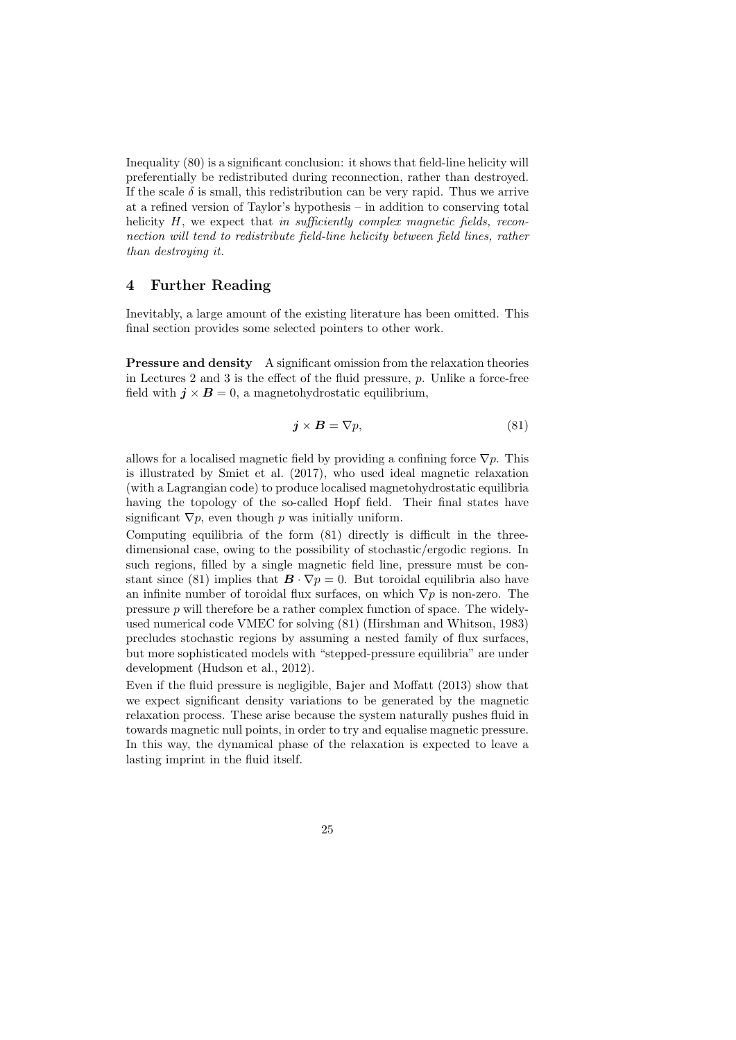Inequality (80) is a significant conclusion: it shows that field-line helicity will preferentially be redistributed during reconnection, rather than destroyed. If the scale $\delta$ is small, this redistribution can be very rapid. Thus we arrive at a refined version of Taylor's hypothesis – in addition to conserving total helicity $H$, we expect that *in sufficiently complex magnetic fields, reconnection will tend to redistribute field-line helicity between field lines, rather than destroying it.*

## 4 Further Reading

Inevitably, a large amount of the existing literature has been omitted. This final section provides some selected pointers to other work.

**Pressure and density** A significant omission from the relaxation theories in Lectures 2 and 3 is the effect of the fluid pressure, $p$. Unlike a force-free field with $\boldsymbol{j} \times \boldsymbol{B} = 0$, a magnetohydrostatic equilibrium,

$$\boldsymbol{j} \times \boldsymbol{B} = \nabla p, \tag{81}$$

allows for a localised magnetic field by providing a confining force $\nabla p$. This is illustrated by Smiet et al. (2017), who used ideal magnetic relaxation (with a Lagrangian code) to produce localised magnetohydrostatic equilibria having the topology of the so-called Hopf field. Their final states have significant $\nabla p$, even though $p$ was initially uniform.

Computing equilibria of the form (81) directly is difficult in the three-dimensional case, owing to the possibility of stochastic/ergodic regions. In such regions, filled by a single magnetic field line, pressure must be constant since (81) implies that $\boldsymbol{B} \cdot \nabla p = 0$. But toroidal equilibria also have an infinite number of toroidal flux surfaces, on which $\nabla p$ is non-zero. The pressure $p$ will therefore be a rather complex function of space. The widely-used numerical code VMEC for solving (81) (Hirshman and Whitson, 1983) precludes stochastic regions by assuming a nested family of flux surfaces, but more sophisticated models with "stepped-pressure equilibria" are under development (Hudson et al., 2012).

Even if the fluid pressure is negligible, Bajer and Moffatt (2013) show that we expect significant density variations to be generated by the magnetic relaxation process. These arise because the system naturally pushes fluid in towards magnetic null points, in order to try and equalise magnetic pressure. In this way, the dynamical phase of the relaxation is expected to leave a lasting imprint in the fluid itself.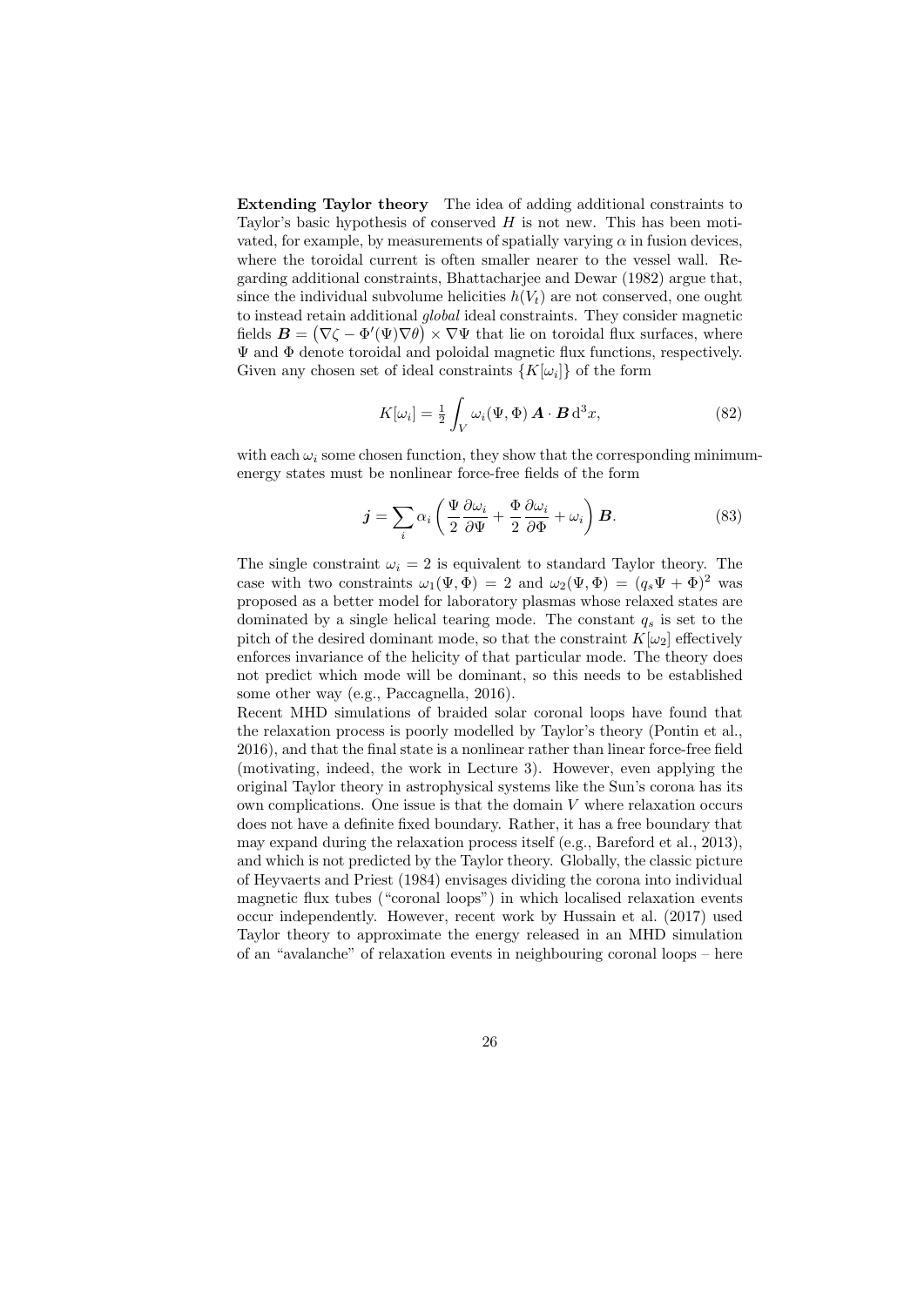**Extending Taylor theory** The idea of adding additional constraints to Taylor's basic hypothesis of conserved $H$ is not new. This has been motivated, for example, by measurements of spatially varying $\alpha$ in fusion devices, where the toroidal current is often smaller nearer to the vessel wall. Regarding additional constraints, Bhattacharjee and Dewar (1982) argue that, since the individual subvolume helicities $h(V_t)$ are not conserved, one ought to instead retain additional *global* ideal constraints. They consider magnetic fields $\boldsymbol{B} = \big(\nabla\zeta - \Phi'(\Psi)\nabla\theta\big) \times \nabla\Psi$ that lie on toroidal flux surfaces, where $\Psi$ and $\Phi$ denote toroidal and poloidal magnetic flux functions, respectively. Given any chosen set of ideal constraints $\{K[\omega_i]\}$ of the form

$$K[\omega_i] = \tfrac{1}{2}\int_V \omega_i(\Psi, \Phi)\,\boldsymbol{A}\cdot\boldsymbol{B}\,\mathrm{d}^3x, \tag{82}$$

with each $\omega_i$ some chosen function, they show that the corresponding minimum-energy states must be nonlinear force-free fields of the form

$$\boldsymbol{j} = \sum_i \alpha_i\left(\frac{\Psi}{2}\frac{\partial\omega_i}{\partial\Psi} + \frac{\Phi}{2}\frac{\partial\omega_i}{\partial\Phi} + \omega_i\right)\boldsymbol{B}. \tag{83}$$

The single constraint $\omega_i = 2$ is equivalent to standard Taylor theory. The case with two constraints $\omega_1(\Psi, \Phi) = 2$ and $\omega_2(\Psi, \Phi) = (q_s\Psi + \Phi)^2$ was proposed as a better model for laboratory plasmas whose relaxed states are dominated by a single helical tearing mode. The constant $q_s$ is set to the pitch of the desired dominant mode, so that the constraint $K[\omega_2]$ effectively enforces invariance of the helicity of that particular mode. The theory does not predict which mode will be dominant, so this needs to be established some other way (e.g., Paccagnella, 2016).

Recent MHD simulations of braided solar coronal loops have found that the relaxation process is poorly modelled by Taylor's theory (Pontin et al., 2016), and that the final state is a nonlinear rather than linear force-free field (motivating, indeed, the work in Lecture 3). However, even applying the original Taylor theory in astrophysical systems like the Sun's corona has its own complications. One issue is that the domain $V$ where relaxation occurs does not have a definite fixed boundary. Rather, it has a free boundary that may expand during the relaxation process itself (e.g., Bareford et al., 2013), and which is not predicted by the Taylor theory. Globally, the classic picture of Heyvaerts and Priest (1984) envisages dividing the corona into individual magnetic flux tubes ("coronal loops") in which localised relaxation events occur independently. However, recent work by Hussain et al. (2017) used Taylor theory to approximate the energy released in an MHD simulation of an "avalanche" of relaxation events in neighbouring coronal loops – here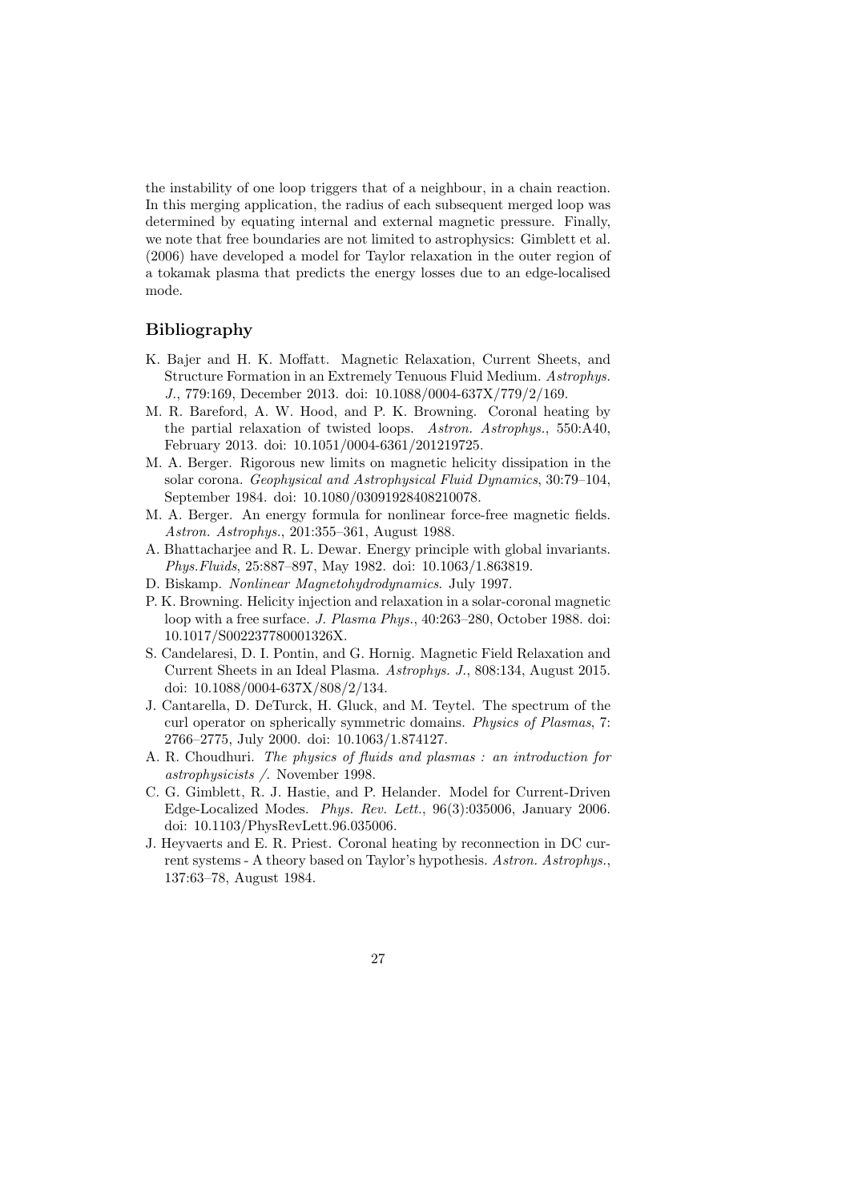the instability of one loop triggers that of a neighbour, in a chain reaction. In this merging application, the radius of each subsequent merged loop was determined by equating internal and external magnetic pressure. Finally, we note that free boundaries are not limited to astrophysics: Gimblett et al. (2006) have developed a model for Taylor relaxation in the outer region of a tokamak plasma that predicts the energy losses due to an edge-localised mode.

## Bibliography

K. Bajer and H. K. Moffatt. Magnetic Relaxation, Current Sheets, and Structure Formation in an Extremely Tenuous Fluid Medium. *Astrophys. J.*, 779:169, December 2013. doi: 10.1088/0004-637X/779/2/169.

M. R. Bareford, A. W. Hood, and P. K. Browning. Coronal heating by the partial relaxation of twisted loops. *Astron. Astrophys.*, 550:A40, February 2013. doi: 10.1051/0004-6361/201219725.

M. A. Berger. Rigorous new limits on magnetic helicity dissipation in the solar corona. *Geophysical and Astrophysical Fluid Dynamics*, 30:79–104, September 1984. doi: 10.1080/03091928408210078.

M. A. Berger. An energy formula for nonlinear force-free magnetic fields. *Astron. Astrophys.*, 201:355–361, August 1988.

A. Bhattacharjee and R. L. Dewar. Energy principle with global invariants. *Phys.Fluids*, 25:887–897, May 1982. doi: 10.1063/1.863819.

D. Biskamp. *Nonlinear Magnetohydrodynamics*. July 1997.

P. K. Browning. Helicity injection and relaxation in a solar-coronal magnetic loop with a free surface. *J. Plasma Phys.*, 40:263–280, October 1988. doi: 10.1017/S002237780001326X.

S. Candelaresi, D. I. Pontin, and G. Hornig. Magnetic Field Relaxation and Current Sheets in an Ideal Plasma. *Astrophys. J.*, 808:134, August 2015. doi: 10.1088/0004-637X/808/2/134.

J. Cantarella, D. DeTurck, H. Gluck, and M. Teytel. The spectrum of the curl operator on spherically symmetric domains. *Physics of Plasmas*, 7: 2766–2775, July 2000. doi: 10.1063/1.874127.

A. R. Choudhuri. *The physics of fluids and plasmas : an introduction for astrophysicists /*. November 1998.

C. G. Gimblett, R. J. Hastie, and P. Helander. Model for Current-Driven Edge-Localized Modes. *Phys. Rev. Lett.*, 96(3):035006, January 2006. doi: 10.1103/PhysRevLett.96.035006.

J. Heyvaerts and E. R. Priest. Coronal heating by reconnection in DC current systems - A theory based on Taylor's hypothesis. *Astron. Astrophys.*, 137:63–78, August 1984.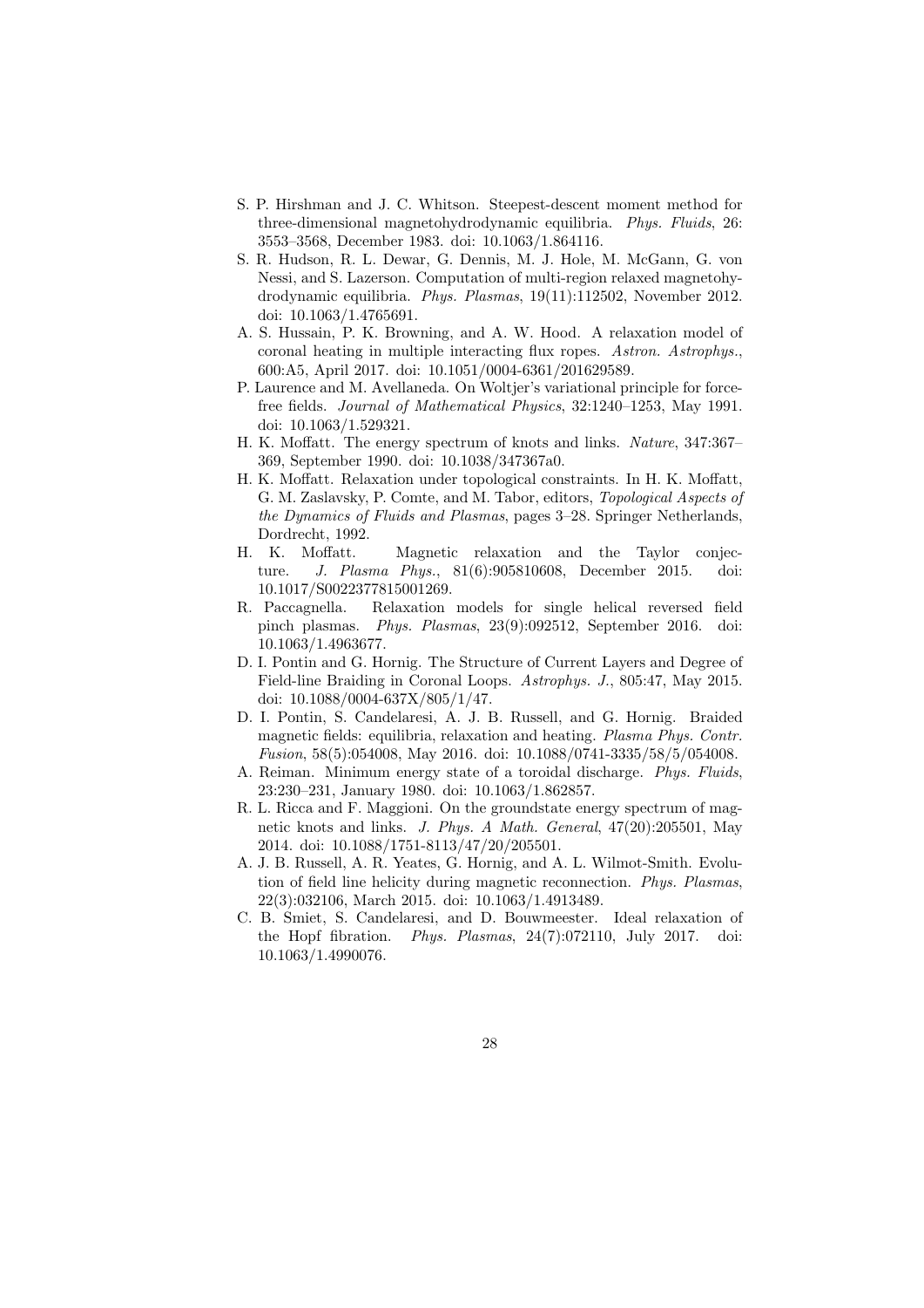S. P. Hirshman and J. C. Whitson. Steepest-descent moment method for three-dimensional magnetohydrodynamic equilibria. *Phys. Fluids*, 26: 3553–3568, December 1983. doi: 10.1063/1.864116.

S. R. Hudson, R. L. Dewar, G. Dennis, M. J. Hole, M. McGann, G. von Nessi, and S. Lazerson. Computation of multi-region relaxed magnetohydrodynamic equilibria. *Phys. Plasmas*, 19(11):112502, November 2012. doi: 10.1063/1.4765691.

A. S. Hussain, P. K. Browning, and A. W. Hood. A relaxation model of coronal heating in multiple interacting flux ropes. *Astron. Astrophys.*, 600:A5, April 2017. doi: 10.1051/0004-6361/201629589.

P. Laurence and M. Avellaneda. On Woltjer's variational principle for force-free fields. *Journal of Mathematical Physics*, 32:1240–1253, May 1991. doi: 10.1063/1.529321.

H. K. Moffatt. The energy spectrum of knots and links. *Nature*, 347:367–369, September 1990. doi: 10.1038/347367a0.

H. K. Moffatt. Relaxation under topological constraints. In H. K. Moffatt, G. M. Zaslavsky, P. Comte, and M. Tabor, editors, *Topological Aspects of the Dynamics of Fluids and Plasmas*, pages 3–28. Springer Netherlands, Dordrecht, 1992.

H. K. Moffatt. Magnetic relaxation and the Taylor conjecture. *J. Plasma Phys.*, 81(6):905810608, December 2015. doi: 10.1017/S0022377815001269.

R. Paccagnella. Relaxation models for single helical reversed field pinch plasmas. *Phys. Plasmas*, 23(9):092512, September 2016. doi: 10.1063/1.4963677.

D. I. Pontin and G. Hornig. The Structure of Current Layers and Degree of Field-line Braiding in Coronal Loops. *Astrophys. J.*, 805:47, May 2015. doi: 10.1088/0004-637X/805/1/47.

D. I. Pontin, S. Candelaresi, A. J. B. Russell, and G. Hornig. Braided magnetic fields: equilibria, relaxation and heating. *Plasma Phys. Contr. Fusion*, 58(5):054008, May 2016. doi: 10.1088/0741-3335/58/5/054008.

A. Reiman. Minimum energy state of a toroidal discharge. *Phys. Fluids*, 23:230–231, January 1980. doi: 10.1063/1.862857.

R. L. Ricca and F. Maggioni. On the groundstate energy spectrum of magnetic knots and links. *J. Phys. A Math. General*, 47(20):205501, May 2014. doi: 10.1088/1751-8113/47/20/205501.

A. J. B. Russell, A. R. Yeates, G. Hornig, and A. L. Wilmot-Smith. Evolution of field line helicity during magnetic reconnection. *Phys. Plasmas*, 22(3):032106, March 2015. doi: 10.1063/1.4913489.

C. B. Smiet, S. Candelaresi, and D. Bouwmeester. Ideal relaxation of the Hopf fibration. *Phys. Plasmas*, 24(7):072110, July 2017. doi: 10.1063/1.4990076.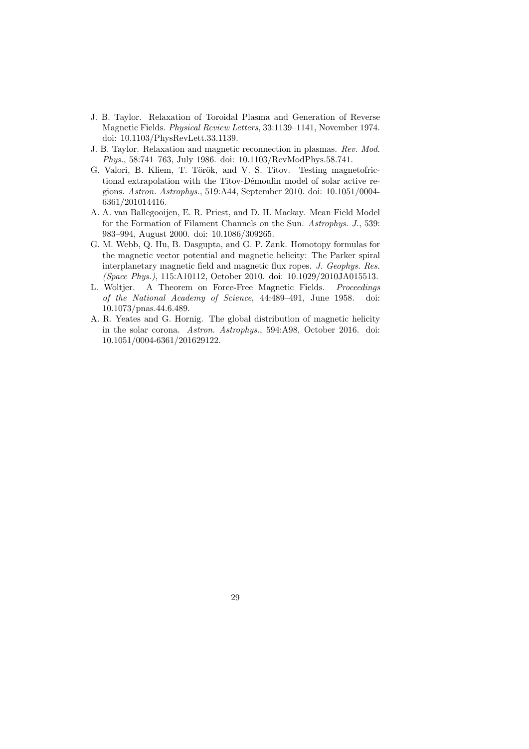- J. B. Taylor. Relaxation of Toroidal Plasma and Generation of Reverse Magnetic Fields. *Physical Review Letters*, 33:1139–1141, November 1974. doi: 10.1103/PhysRevLett.33.1139.
- J. B. Taylor. Relaxation and magnetic reconnection in plasmas. *Rev. Mod. Phys.*, 58:741–763, July 1986. doi: 10.1103/RevModPhys.58.741.
- G. Valori, B. Kliem, T. Török, and V. S. Titov. Testing magnetofrictional extrapolation with the Titov-Démoulin model of solar active regions. *Astron. Astrophys.*, 519:A44, September 2010. doi: 10.1051/0004-6361/201014416.
- A. A. van Ballegooijen, E. R. Priest, and D. H. Mackay. Mean Field Model for the Formation of Filament Channels on the Sun. *Astrophys. J.*, 539: 983–994, August 2000. doi: 10.1086/309265.
- G. M. Webb, Q. Hu, B. Dasgupta, and G. P. Zank. Homotopy formulas for the magnetic vector potential and magnetic helicity: The Parker spiral interplanetary magnetic field and magnetic flux ropes. *J. Geophys. Res. (Space Phys.)*, 115:A10112, October 2010. doi: 10.1029/2010JA015513.
- L. Woltjer. A Theorem on Force-Free Magnetic Fields. *Proceedings of the National Academy of Science*, 44:489–491, June 1958. doi: 10.1073/pnas.44.6.489.
- A. R. Yeates and G. Hornig. The global distribution of magnetic helicity in the solar corona. *Astron. Astrophys.*, 594:A98, October 2016. doi: 10.1051/0004-6361/201629122.